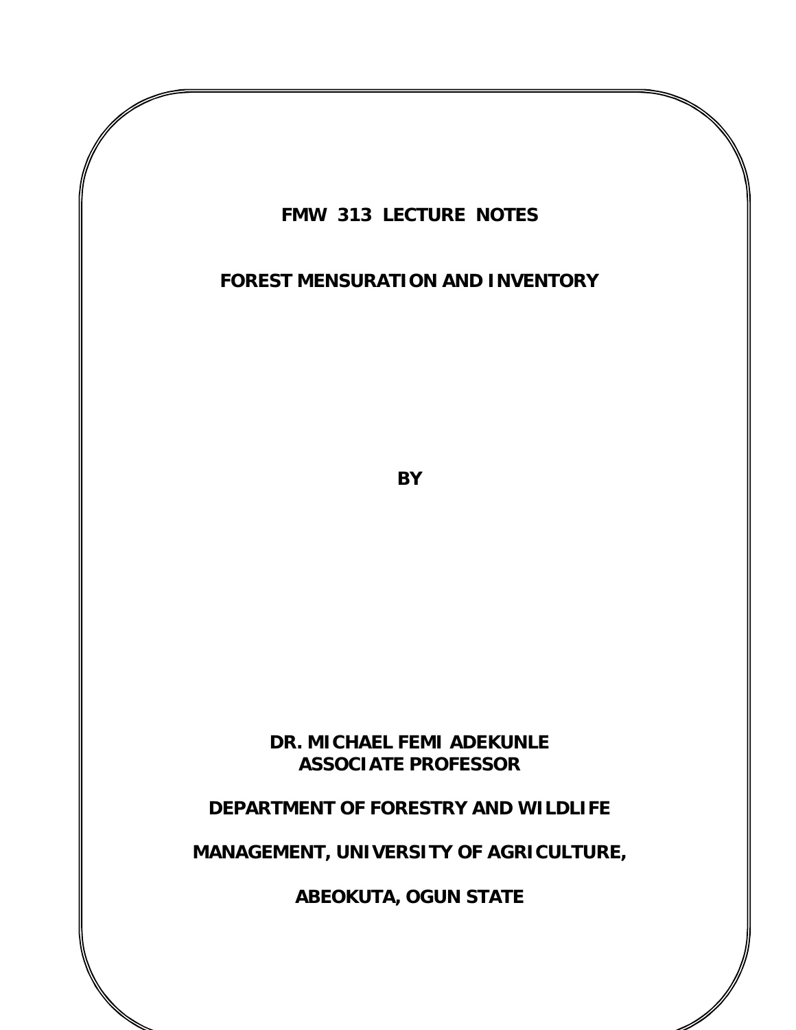# FMW 313 LECTURE NOTES

# FOREST MENSURATION AND INVENTORY

**BY**

**DR. MICHAEL FEMI ADEKUNLE**
**ASSOCIATE PROFESSOR**

**DEPARTMENT OF FORESTRY AND WILDLIFE**

**MANAGEMENT, UNIVERSITY OF AGRICULTURE,**

**ABEOKUTA, OGUN STATE**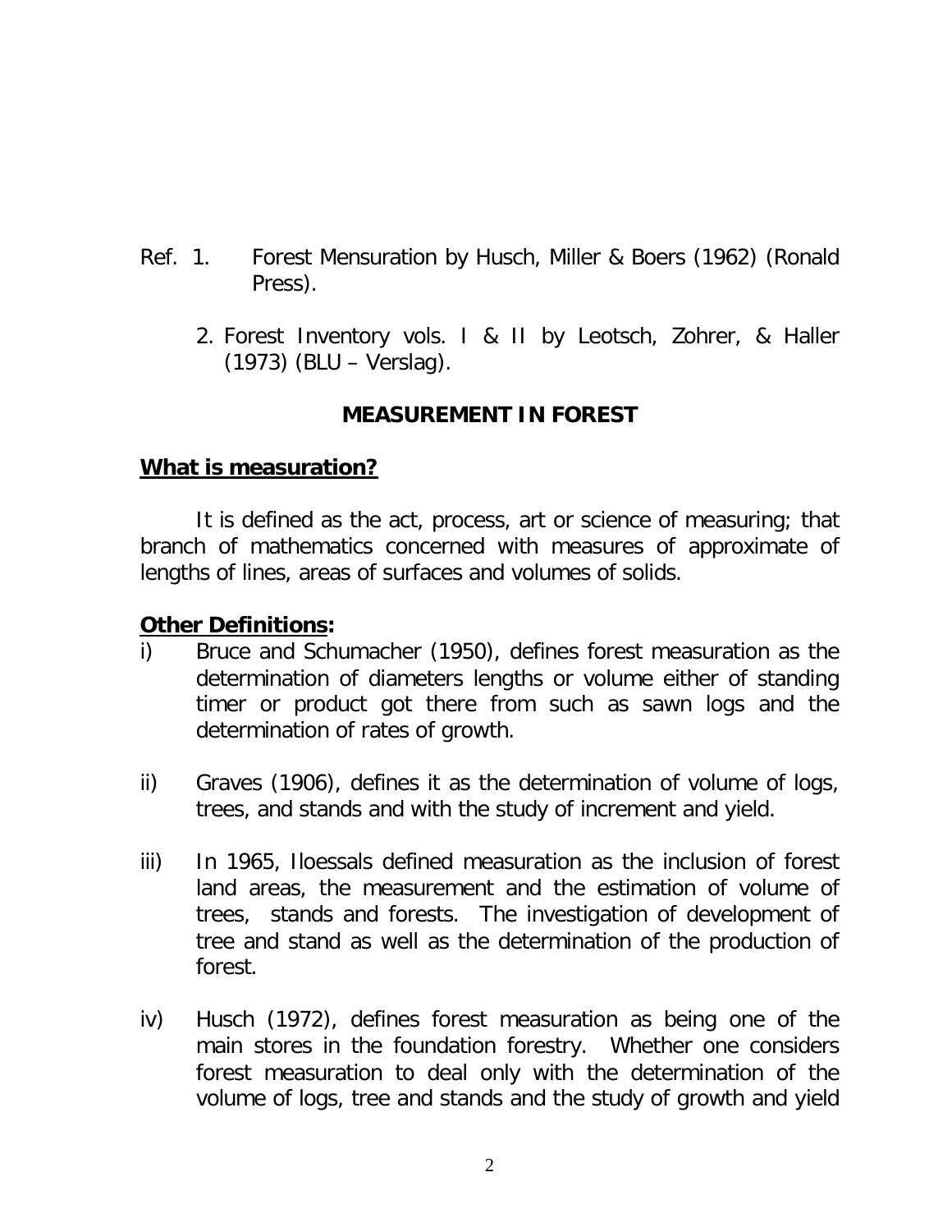Ref. 1. Forest Mensuration by Husch, Miller & Boers (1962) (Ronald Press).

2. Forest Inventory vols. I & II by Leotsch, Zohrer, & Haller (1973) (BLU – Verslag).

## MEASUREMENT IN FOREST

### What is measuration?

It is defined as the act, process, art or science of measuring; that branch of mathematics concerned with measures of approximate of lengths of lines, areas of surfaces and volumes of solids.

### Other Definitions:

i) Bruce and Schumacher (1950), defines forest measuration as the determination of diameters lengths or volume either of standing timer or product got there from such as sawn logs and the determination of rates of growth.

ii) Graves (1906), defines it as the determination of volume of logs, trees, and stands and with the study of increment and yield.

iii) In 1965, Iloessals defined measuration as the inclusion of forest land areas, the measurement and the estimation of volume of trees, stands and forests. The investigation of development of tree and stand as well as the determination of the production of forest.

iv) Husch (1972), defines forest measuration as being one of the main stores in the foundation forestry. Whether one considers forest measuration to deal only with the determination of the volume of logs, tree and stands and the study of growth and yield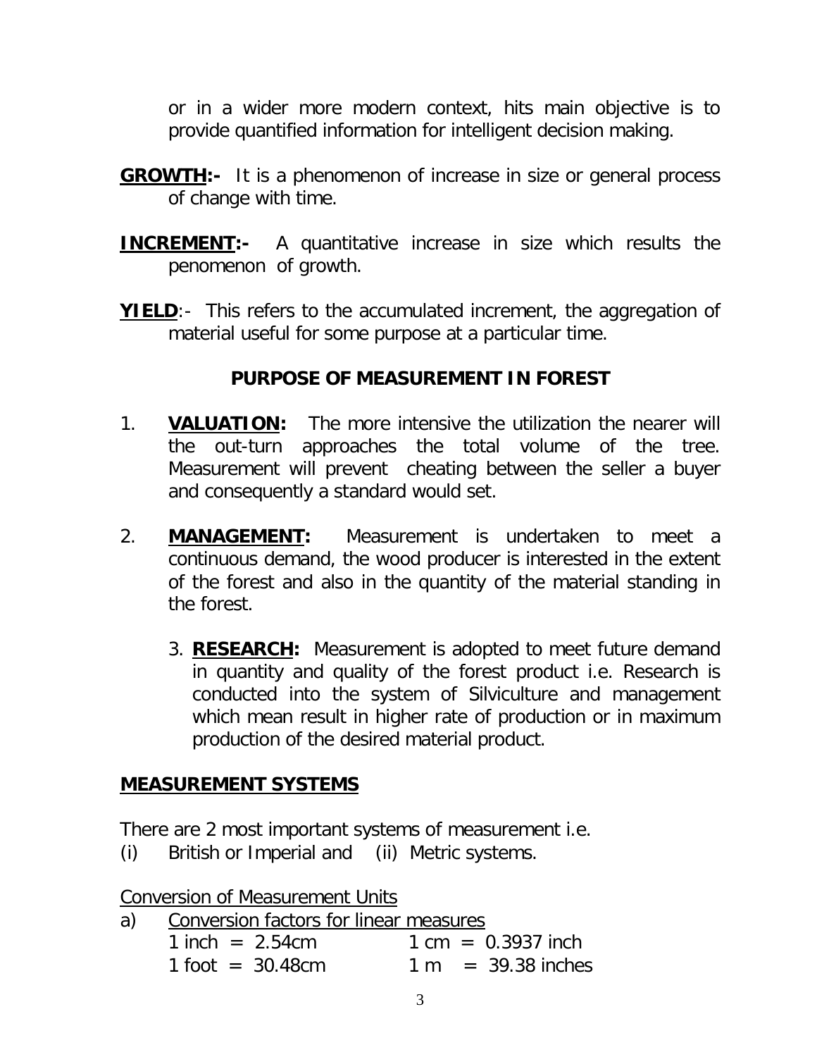or in a wider more modern context, hits main objective is to provide quantified information for intelligent decision making.

**<u>GROWTH</u>:-** It is a phenomenon of increase in size or general process of change with time.

**<u>INCREMENT</u>:-** A quantitative increase in size which results the penomenon of growth.

**<u>YIELD</u>**:- This refers to the accumulated increment, the aggregation of material useful for some purpose at a particular time.

## PURPOSE OF MEASUREMENT IN FOREST

1. **<u>VALUATION</u>:** The more intensive the utilization the nearer will the out-turn approaches the total volume of the tree. Measurement will prevent cheating between the seller a buyer and consequently a standard would set.

2. **<u>MANAGEMENT</u>:** Measurement is undertaken to meet a continuous demand, the wood producer is interested in the extent of the forest and also in the quantity of the material standing in the forest.

3. **<u>RESEARCH</u>:** Measurement is adopted to meet future demand in quantity and quality of the forest product i.e. Research is conducted into the system of Silviculture and management which mean result in higher rate of production or in maximum production of the desired material product.

## <u>MEASUREMENT SYSTEMS</u>

There are 2 most important systems of measurement i.e.
(i) British or Imperial and (ii) Metric systems.

<u>Conversion of Measurement Units</u>

a) <u>Conversion factors for linear measures</u>

| | |
|---|---|
| 1 inch = 2.54cm | 1 cm = 0.3937 inch |
| 1 foot = 30.48cm | 1 m = 39.38 inches |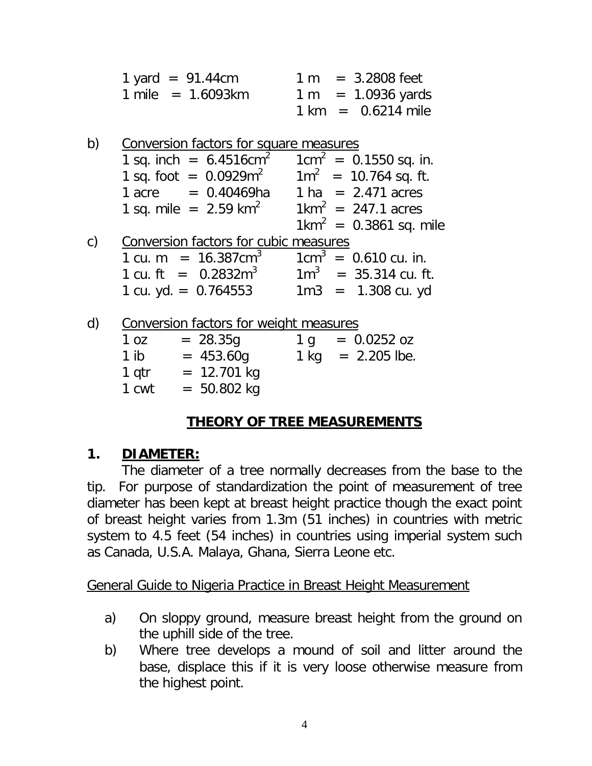| | |
|---|---|
| 1 yard = 91.44cm | 1 m = 3.2808 feet |
| 1 mile = 1.6093km | 1 m = 1.0936 yards |
| | 1 km = 0.6214 mile |

b) Conversion factors for square measures

| | |
|---|---|
| 1 sq. inch = 6.4516cm$^2$ | 1cm$^2$ = 0.1550 sq. in. |
| 1 sq. foot = 0.0929m$^2$ | 1m$^2$ = 10.764 sq. ft. |
| 1 acre = 0.40469ha | 1 ha = 2.471 acres |
| 1 sq. mile = 2.59 km$^2$ | 1km$^2$ = 247.1 acres |
| | 1km$^2$ = 0.3861 sq. mile |

c) Conversion factors for cubic measures

| | |
|---|---|
| 1 cu. m = 16.387cm$^3$ | 1cm$^3$ = 0.610 cu. in. |
| 1 cu. ft = 0.2832m$^3$ | 1m$^3$ = 35.314 cu. ft. |
| 1 cu. yd. = 0.764553 | 1m3 = 1.308 cu. yd |

d) Conversion factors for weight measures

| | |
|---|---|
| 1 oz = 28.35g | 1 g = 0.0252 oz |
| 1 ib = 453.60g | 1 kg = 2.205 lbe. |
| 1 qtr = 12.701 kg | |
| 1 cwt = 50.802 kg | |

## THEORY OF TREE MEASUREMENTS

### 1. DIAMETER:

The diameter of a tree normally decreases from the base to the tip. For purpose of standardization the point of measurement of tree diameter has been kept at breast height practice though the exact point of breast height varies from 1.3m (51 inches) in countries with metric system to 4.5 feet (54 inches) in countries using imperial system such as Canada, U.S.A. Malaya, Ghana, Sierra Leone etc.

General Guide to Nigeria Practice in Breast Height Measurement

a) On sloppy ground, measure breast height from the ground on the uphill side of the tree.
b) Where tree develops a mound of soil and litter around the base, displace this if it is very loose otherwise measure from the highest point.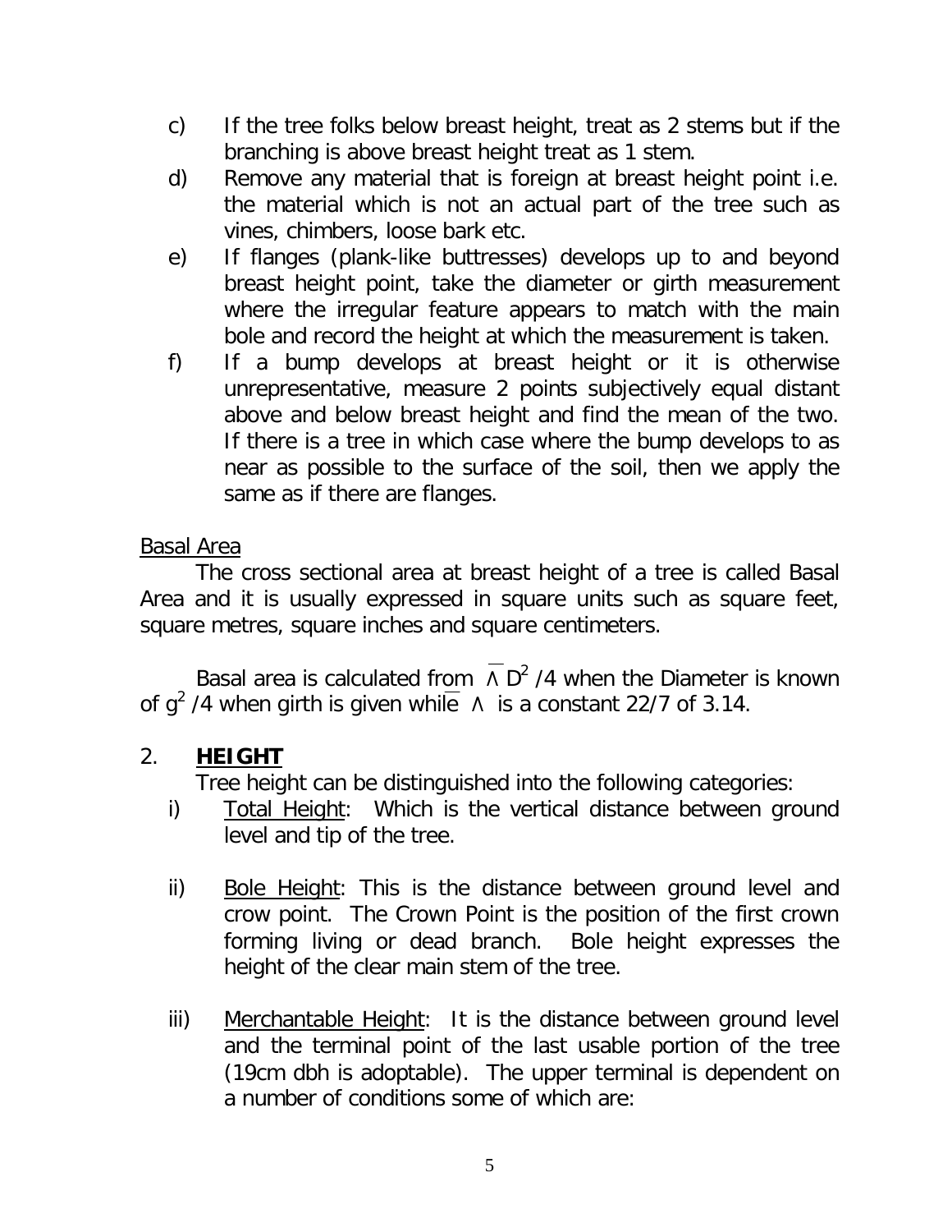c) If the tree folks below breast height, treat as 2 stems but if the branching is above breast height treat as 1 stem.

d) Remove any material that is foreign at breast height point i.e. the material which is not an actual part of the tree such as vines, chimbers, loose bark etc.

e) If flanges (plank-like buttresses) develops up to and beyond breast height point, take the diameter or girth measurement where the irregular feature appears to match with the main bole and record the height at which the measurement is taken.

f) If a bump develops at breast height or it is otherwise unrepresentative, measure 2 points subjectively equal distant above and below breast height and find the mean of the two. If there is a tree in which case where the bump develops to as near as possible to the surface of the soil, then we apply the same as if there are flanges.

Basal Area

The cross sectional area at breast height of a tree is called Basal Area and it is usually expressed in square units such as square feet, square metres, square inches and square centimeters.

Basal area is calculated from $\overline{\wedge}\,D^2/4$ when the Diameter is known of $g^2/4$ when girth is given while $\overline{\wedge}$ is a constant 22/7 of 3.14.

## 2. **HEIGHT**

Tree height can be distinguished into the following categories:

i) Total Height: Which is the vertical distance between ground level and tip of the tree.

ii) Bole Height: This is the distance between ground level and crow point. The Crown Point is the position of the first crown forming living or dead branch. Bole height expresses the height of the clear main stem of the tree.

iii) Merchantable Height: It is the distance between ground level and the terminal point of the last usable portion of the tree (19cm dbh is adoptable). The upper terminal is dependent on a number of conditions some of which are: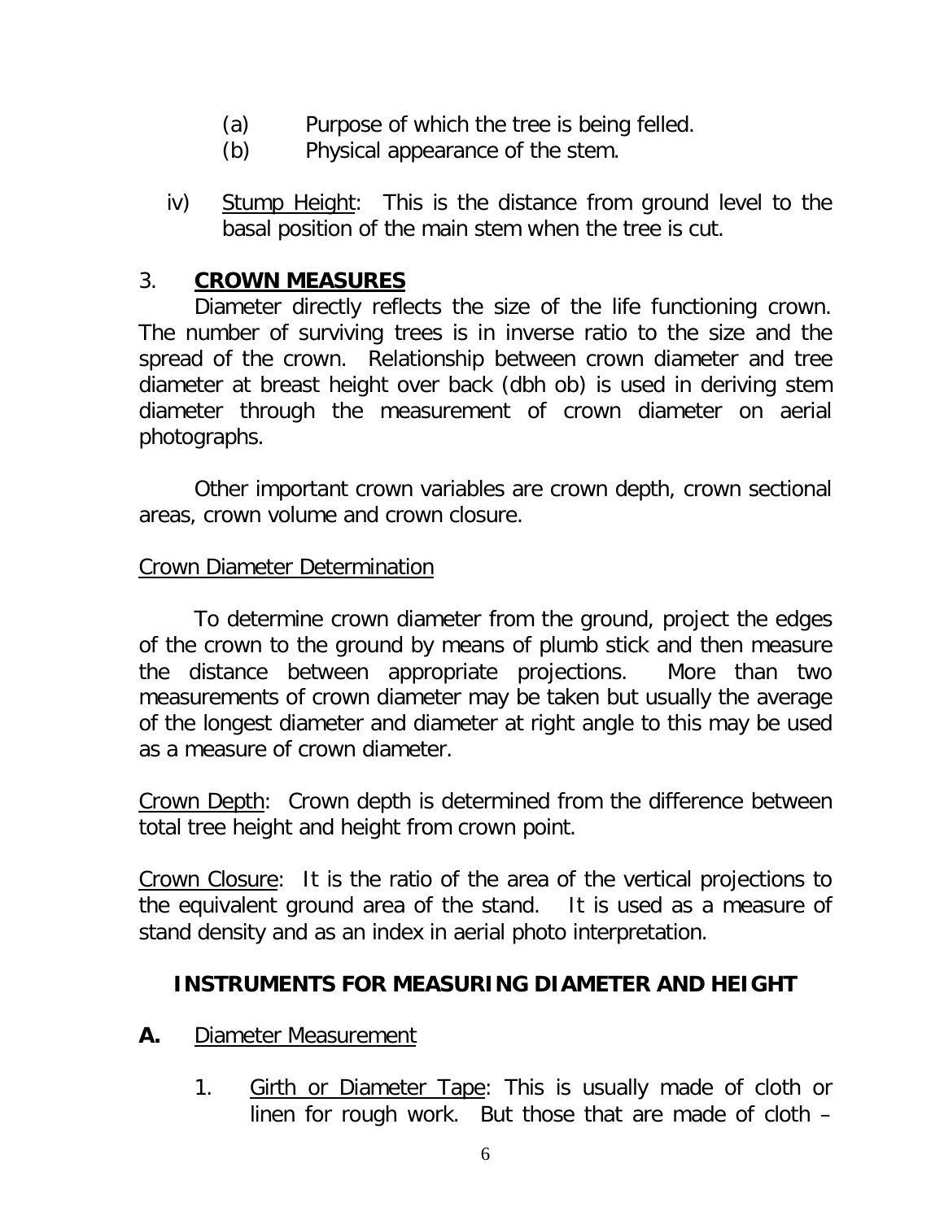(a) Purpose of which the tree is being felled.
(b) Physical appearance of the stem.

iv) Stump Height: This is the distance from ground level to the basal position of the main stem when the tree is cut.

## 3. **CROWN MEASURES**

Diameter directly reflects the size of the life functioning crown. The number of surviving trees is in inverse ratio to the size and the spread of the crown. Relationship between crown diameter and tree diameter at breast height over back (dbh ob) is used in deriving stem diameter through the measurement of crown diameter on aerial photographs.

Other important crown variables are crown depth, crown sectional areas, crown volume and crown closure.

Crown Diameter Determination

To determine crown diameter from the ground, project the edges of the crown to the ground by means of plumb stick and then measure the distance between appropriate projections. More than two measurements of crown diameter may be taken but usually the average of the longest diameter and diameter at right angle to this may be used as a measure of crown diameter.

Crown Depth: Crown depth is determined from the difference between total tree height and height from crown point.

Crown Closure: It is the ratio of the area of the vertical projections to the equivalent ground area of the stand. It is used as a measure of stand density and as an index in aerial photo interpretation.

## **INSTRUMENTS FOR MEASURING DIAMETER AND HEIGHT**

**A.** Diameter Measurement

1. Girth or Diameter Tape: This is usually made of cloth or linen for rough work. But those that are made of cloth –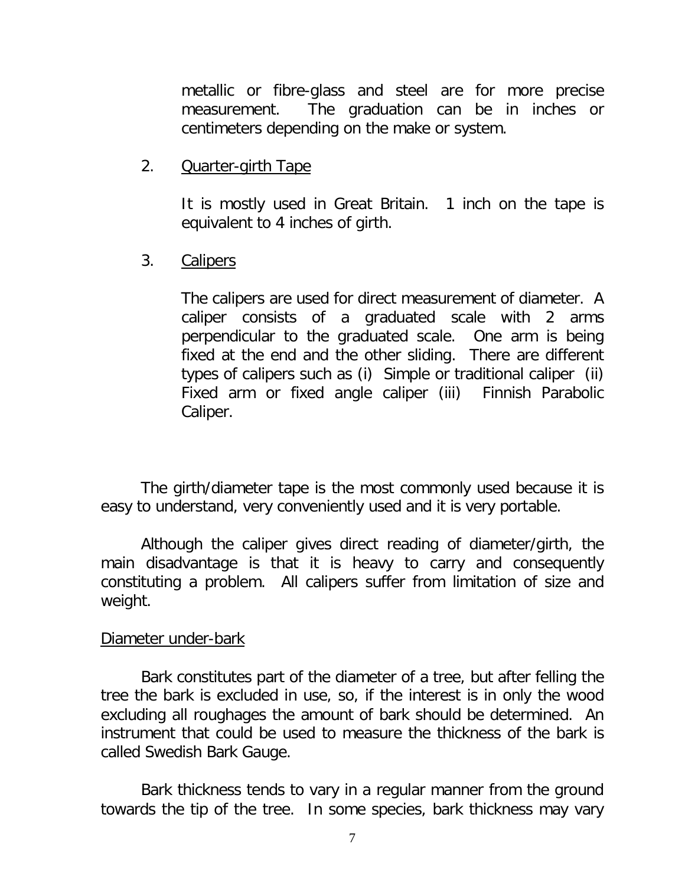metallic or fibre-glass and steel are for more precise measurement. The graduation can be in inches or centimeters depending on the make or system.

2. <u>Quarter-girth Tape</u>

   It is mostly used in Great Britain. 1 inch on the tape is equivalent to 4 inches of girth.

3. <u>Calipers</u>

   The calipers are used for direct measurement of diameter. A caliper consists of a graduated scale with 2 arms perpendicular to the graduated scale. One arm is being fixed at the end and the other sliding. There are different types of calipers such as (i) Simple or traditional caliper (ii) Fixed arm or fixed angle caliper (iii) Finnish Parabolic Caliper.

The girth/diameter tape is the most commonly used because it is easy to understand, very conveniently used and it is very portable.

Although the caliper gives direct reading of diameter/girth, the main disadvantage is that it is heavy to carry and consequently constituting a problem. All calipers suffer from limitation of size and weight.

<u>Diameter under-bark</u>

Bark constitutes part of the diameter of a tree, but after felling the tree the bark is excluded in use, so, if the interest is in only the wood excluding all roughages the amount of bark should be determined. An instrument that could be used to measure the thickness of the bark is called Swedish Bark Gauge.

Bark thickness tends to vary in a regular manner from the ground towards the tip of the tree. In some species, bark thickness may vary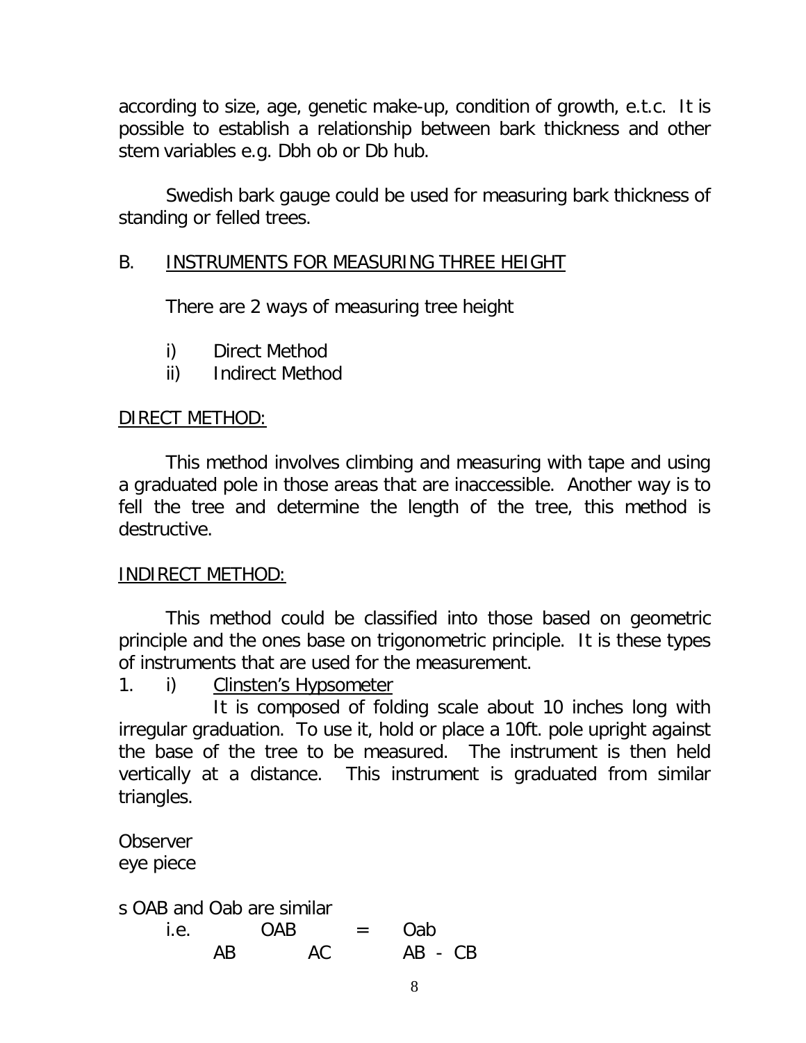according to size, age, genetic make-up, condition of growth, e.t.c. It is possible to establish a relationship between bark thickness and other stem variables e.g. Dbh ob or Db hub.

Swedish bark gauge could be used for measuring bark thickness of standing or felled trees.

## B. <u>INSTRUMENTS FOR MEASURING THREE HEIGHT</u>

There are 2 ways of measuring tree height

i) Direct Method
ii) Indirect Method

### <u>DIRECT METHOD:</u>

This method involves climbing and measuring with tape and using a graduated pole in those areas that are inaccessible. Another way is to fell the tree and determine the length of the tree, this method is destructive.

### <u>INDIRECT METHOD:</u>

This method could be classified into those based on geometric principle and the ones base on trigonometric principle. It is these types of instruments that are used for the measurement.

1. i) <u>Clinsten's Hypsometer</u>

It is composed of folding scale about 10 inches long with irregular graduation. To use it, hold or place a 10ft. pole upright against the base of the tree to be measured. The instrument is then held vertically at a distance. This instrument is graduated from similar triangles.

Observer
eye piece

s OAB and Oab are similar

i.e. OAB = Oab

AB AC AB - CB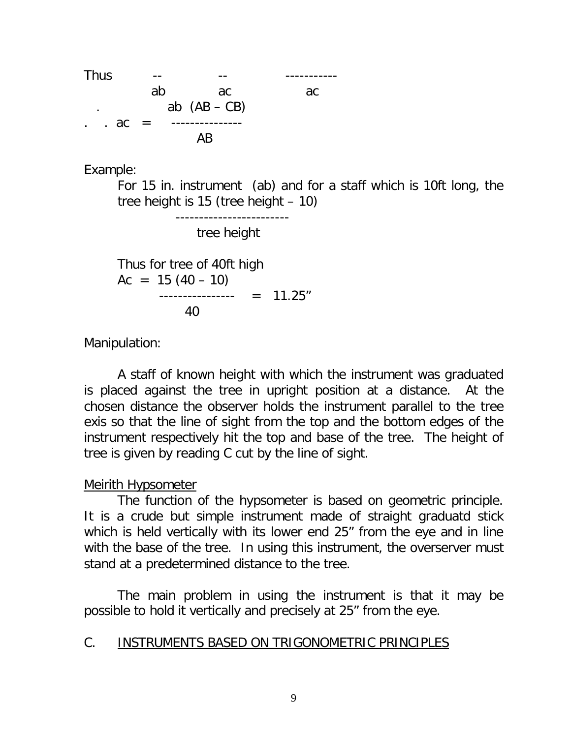Thus $\frac{--}{ab}$ $\frac{--}{ac}$ $\frac{-----------}{ac}$

$$\therefore ac = \frac{ab\ (AB - CB)}{AB}$$

Example:

For 15 in. instrument (ab) and for a staff which is 10ft long, the tree height is $\frac{15\ (\text{tree height} - 10)}{\text{tree height}}$

Thus for tree of 40ft high

$$Ac = \frac{15\ (40 - 10)}{40} = 11.25''$$

Manipulation:

A staff of known height with which the instrument was graduated is placed against the tree in upright position at a distance. At the chosen distance the observer holds the instrument parallel to the tree exis so that the line of sight from the top and the bottom edges of the instrument respectively hit the top and base of the tree. The height of tree is given by reading C cut by the line of sight.

<u>Meirith Hypsometer</u>

The function of the hypsometer is based on geometric principle. It is a crude but simple instrument made of straight graduatd stick which is held vertically with its lower end 25" from the eye and in line with the base of the tree. In using this instrument, the overserver must stand at a predetermined distance to the tree.

The main problem in using the instrument is that it may be possible to hold it vertically and precisely at 25" from the eye.

## C. <u>INSTRUMENTS BASED ON TRIGONOMETRIC PRINCIPLES</u>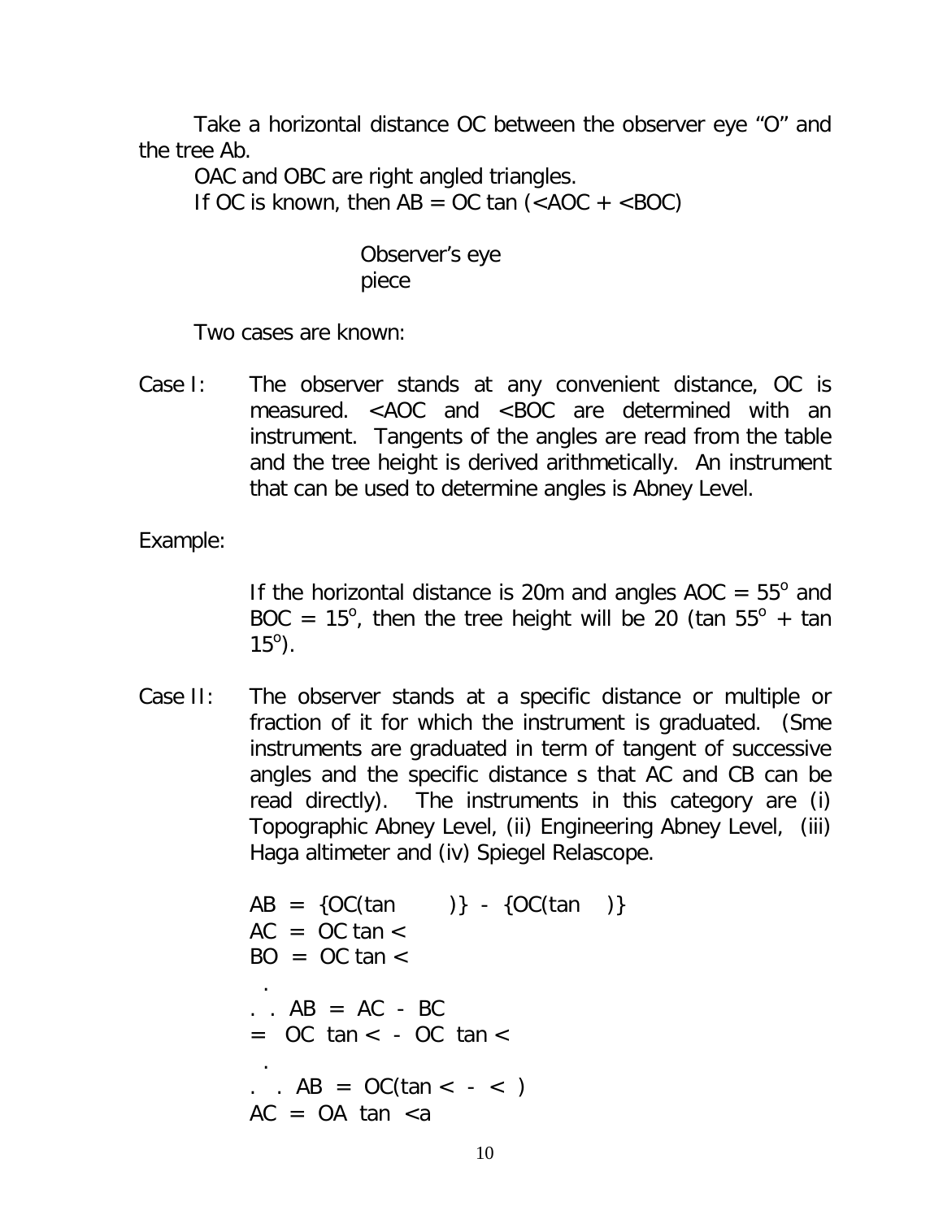Take a horizontal distance OC between the observer eye "O" and the tree Ab.

OAC and OBC are right angled triangles.

If OC is known, then AB = OC tan (<AOC + <BOC)

Observer's eye piece

Two cases are known:

Case I: The observer stands at any convenient distance, OC is measured. <AOC and <BOC are determined with an instrument. Tangents of the angles are read from the table and the tree height is derived arithmetically. An instrument that can be used to determine angles is Abney Level.

Example:

If the horizontal distance is 20m and angles AOC = $55^o$ and BOC = $15^o$, then the tree height will be 20 (tan $55^o$ + tan $15^o$).

Case II: The observer stands at a specific distance or multiple or fraction of it for which the instrument is graduated. (Sme instruments are graduated in term of tangent of successive angles and the specific distance s that AC and CB can be read directly). The instruments in this category are (i) Topographic Abney Level, (ii) Engineering Abney Level, (iii) Haga altimeter and (iv) Spiegel Relascope.

AB = {OC(tan )} - {OC(tan )}

AC = OC tan <

BO = OC tan <

$\therefore$ AB = AC - BC

= OC tan < - OC tan <

$\therefore$ AB = OC(tan < - < )

AC = OA tan <a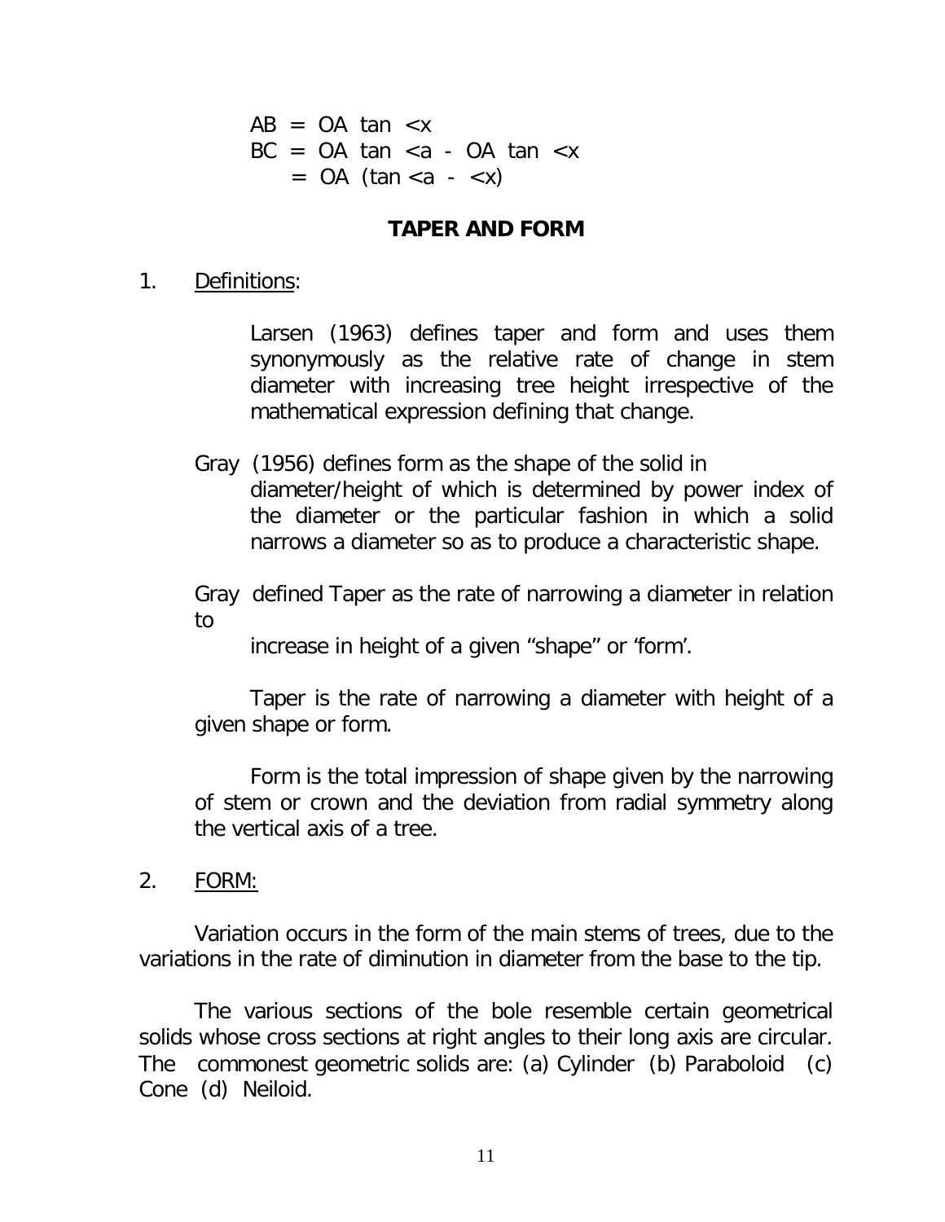$$AB = OA \tan \angle x$$
$$BC = OA \tan \angle a - OA \tan \angle x$$
$$= OA (\tan \angle a - \angle x)$$

## TAPER AND FORM

1. Definitions:

Larsen (1963) defines taper and form and uses them synonymously as the relative rate of change in stem diameter with increasing tree height irrespective of the mathematical expression defining that change.

Gray (1956) defines form as the shape of the solid in diameter/height of which is determined by power index of the diameter or the particular fashion in which a solid narrows a diameter so as to produce a characteristic shape.

Gray defined Taper as the rate of narrowing a diameter in relation to increase in height of a given "shape" or 'form'.

Taper is the rate of narrowing a diameter with height of a given shape or form.

Form is the total impression of shape given by the narrowing of stem or crown and the deviation from radial symmetry along the vertical axis of a tree.

2. FORM:

Variation occurs in the form of the main stems of trees, due to the variations in the rate of diminution in diameter from the base to the tip.

The various sections of the bole resemble certain geometrical solids whose cross sections at right angles to their long axis are circular. The commonest geometric solids are: (a) Cylinder (b) Paraboloid (c) Cone (d) Neiloid.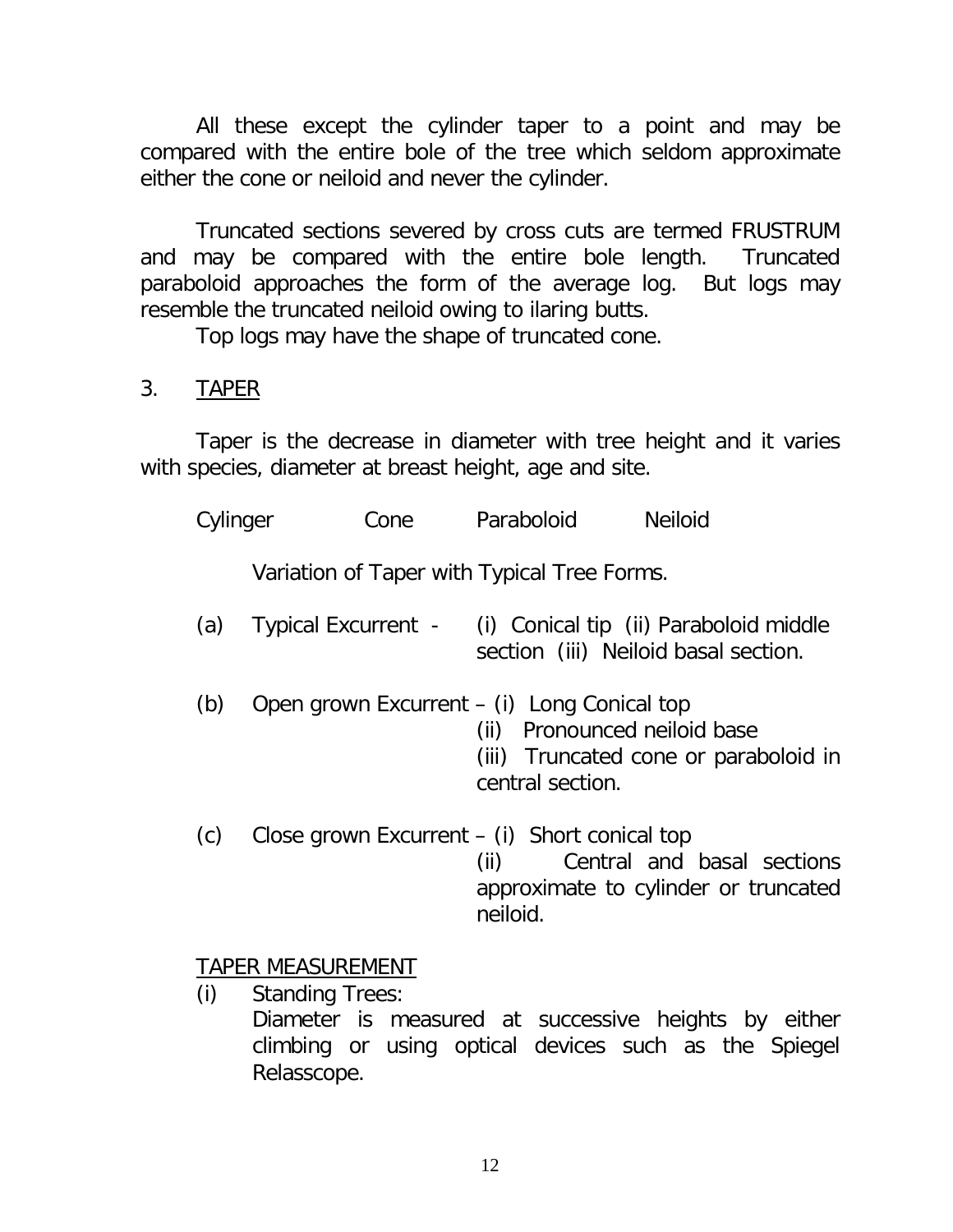All these except the cylinder taper to a point and may be compared with the entire bole of the tree which seldom approximate either the cone or neiloid and never the cylinder.

Truncated sections severed by cross cuts are termed FRUSTRUM and may be compared with the entire bole length. Truncated paraboloid approaches the form of the average log. But logs may resemble the truncated neiloid owing to ilaring butts.

Top logs may have the shape of truncated cone.

3. <u>TAPER</u>

Taper is the decrease in diameter with tree height and it varies with species, diameter at breast height, age and site.

Cylinger &nbsp;&nbsp;&nbsp;&nbsp; Cone &nbsp;&nbsp;&nbsp;&nbsp; Paraboloid &nbsp;&nbsp;&nbsp;&nbsp; Neiloid

Variation of Taper with Typical Tree Forms.

(a) Typical Excurrent - (i) Conical tip (ii) Paraboloid middle section (iii) Neiloid basal section.

(b) Open grown Excurrent – (i) Long Conical top
(ii) Pronounced neiloid base
(iii) Truncated cone or paraboloid in central section.

(c) Close grown Excurrent – (i) Short conical top
(ii) Central and basal sections approximate to cylinder or truncated neiloid.

<u>TAPER MEASUREMENT</u>

(i) Standing Trees:
Diameter is measured at successive heights by either climbing or using optical devices such as the Spiegel Relasscope.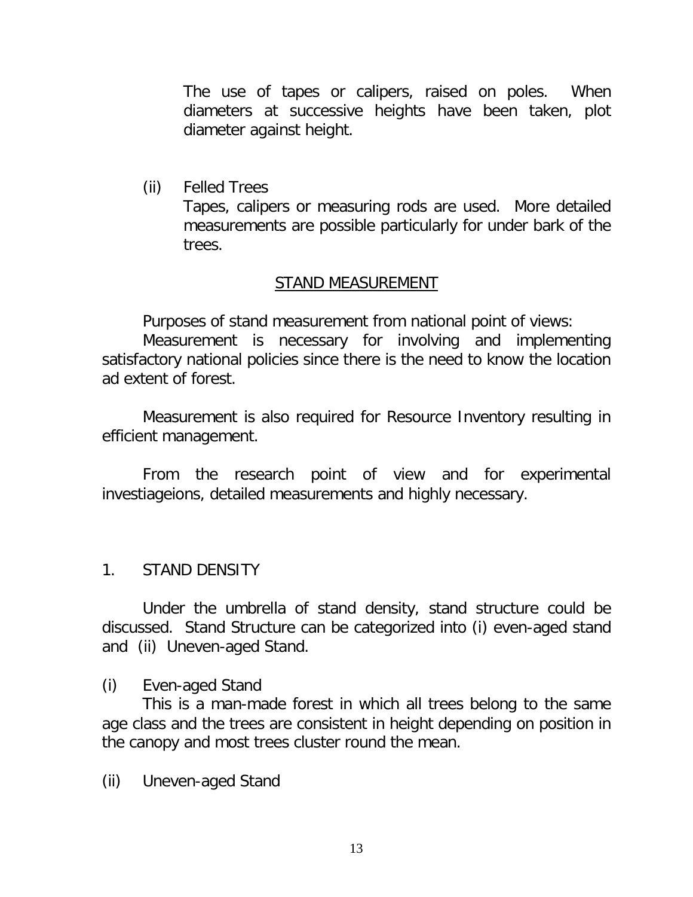The use of tapes or calipers, raised on poles. When diameters at successive heights have been taken, plot diameter against height.

(ii) Felled Trees

Tapes, calipers or measuring rods are used. More detailed measurements are possible particularly for under bark of the trees.

## STAND MEASUREMENT

Purposes of stand measurement from national point of views:

Measurement is necessary for involving and implementing satisfactory national policies since there is the need to know the location ad extent of forest.

Measurement is also required for Resource Inventory resulting in efficient management.

From the research point of view and for experimental investiageions, detailed measurements and highly necessary.

## 1. STAND DENSITY

Under the umbrella of stand density, stand structure could be discussed. Stand Structure can be categorized into (i) even-aged stand and (ii) Uneven-aged Stand.

(i) Even-aged Stand

This is a man-made forest in which all trees belong to the same age class and the trees are consistent in height depending on position in the canopy and most trees cluster round the mean.

(ii) Uneven-aged Stand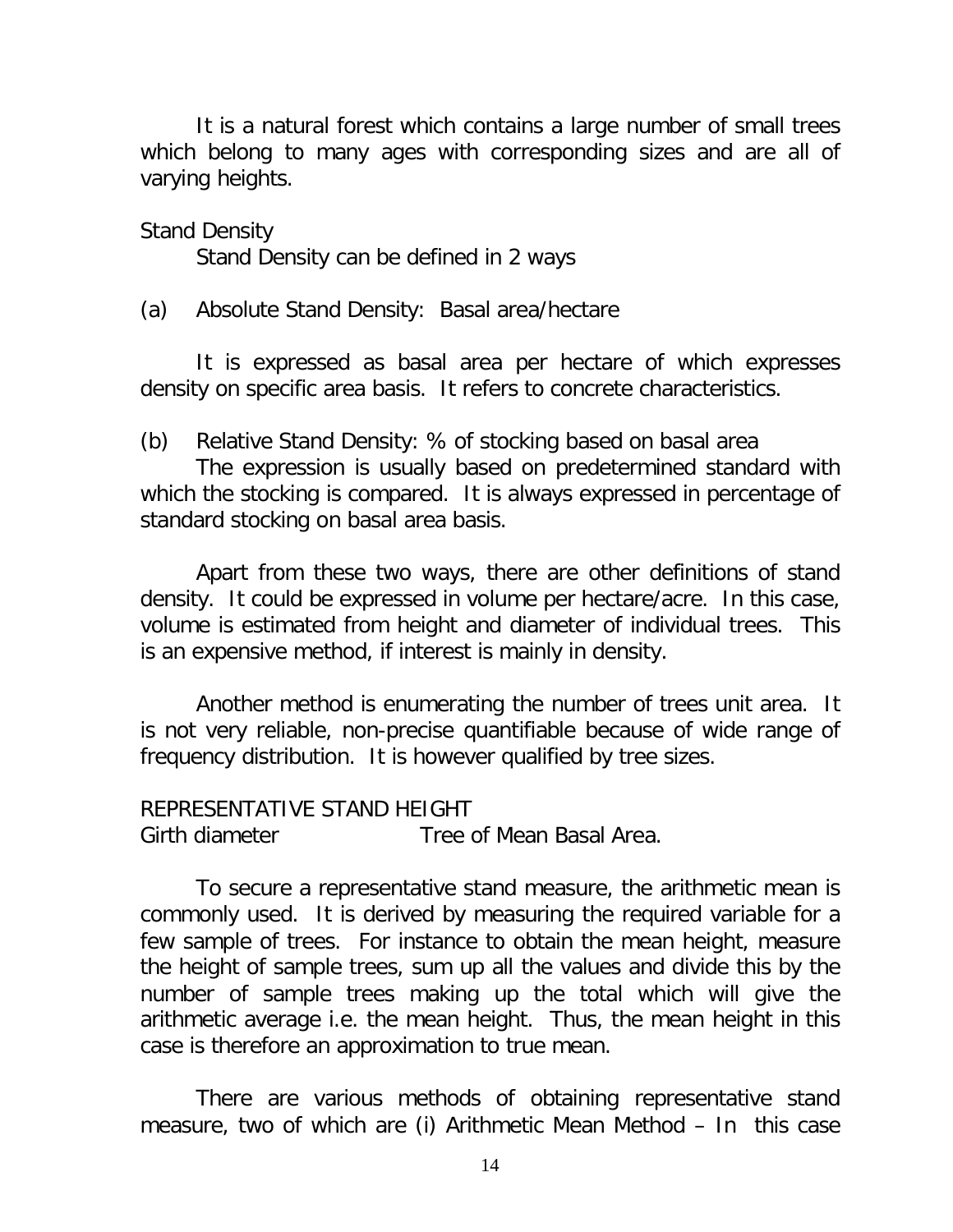It is a natural forest which contains a large number of small trees which belong to many ages with corresponding sizes and are all of varying heights.

Stand Density

Stand Density can be defined in 2 ways

(a) Absolute Stand Density: Basal area/hectare

It is expressed as basal area per hectare of which expresses density on specific area basis. It refers to concrete characteristics.

(b) Relative Stand Density: % of stocking based on basal area

The expression is usually based on predetermined standard with which the stocking is compared. It is always expressed in percentage of standard stocking on basal area basis.

Apart from these two ways, there are other definitions of stand density. It could be expressed in volume per hectare/acre. In this case, volume is estimated from height and diameter of individual trees. This is an expensive method, if interest is mainly in density.

Another method is enumerating the number of trees unit area. It is not very reliable, non-precise quantifiable because of wide range of frequency distribution. It is however qualified by tree sizes.

REPRESENTATIVE STAND HEIGHT

Girth diameter Tree of Mean Basal Area.

To secure a representative stand measure, the arithmetic mean is commonly used. It is derived by measuring the required variable for a few sample of trees. For instance to obtain the mean height, measure the height of sample trees, sum up all the values and divide this by the number of sample trees making up the total which will give the arithmetic average i.e. the mean height. Thus, the mean height in this case is therefore an approximation to true mean.

There are various methods of obtaining representative stand measure, two of which are (i) Arithmetic Mean Method – In this case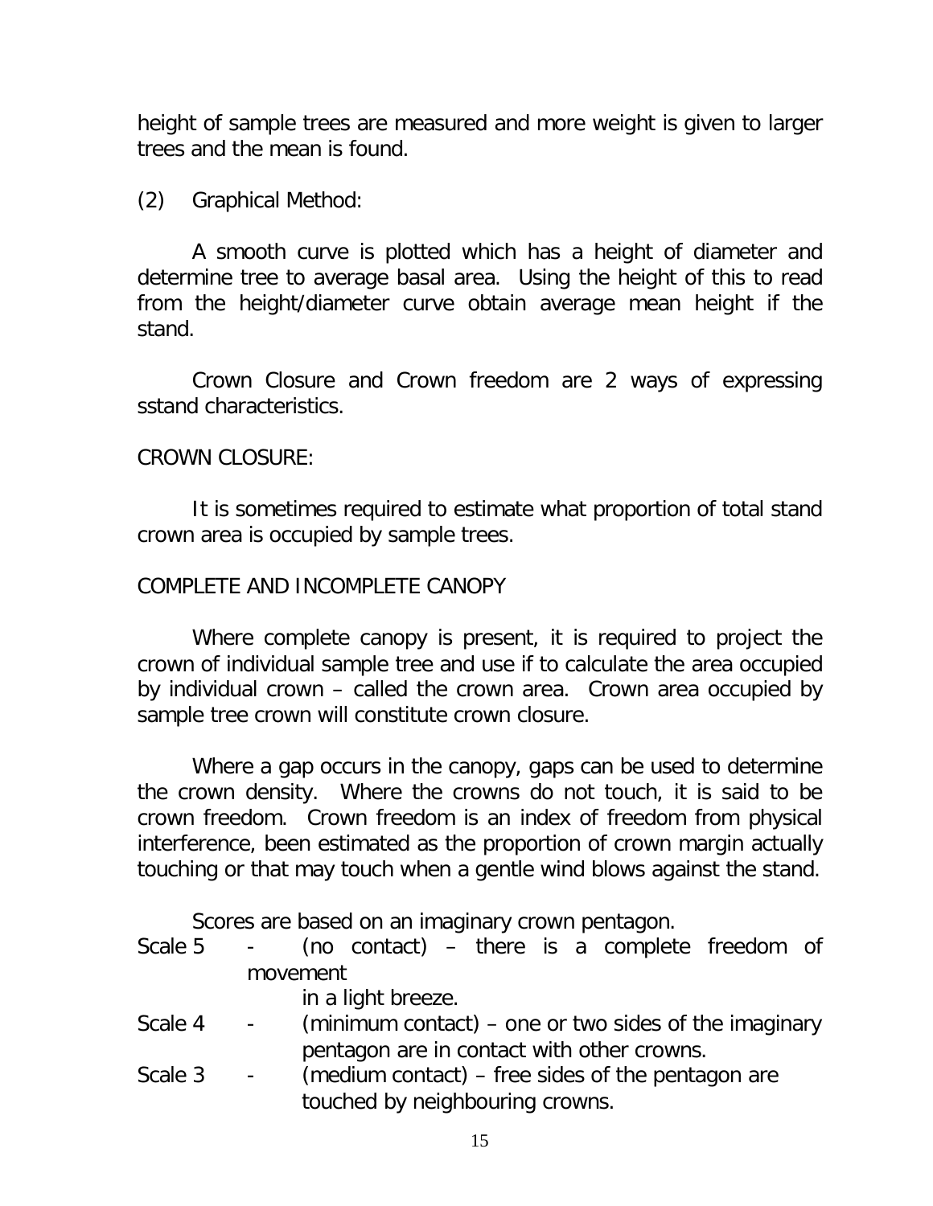height of sample trees are measured and more weight is given to larger trees and the mean is found.

(2) Graphical Method:

A smooth curve is plotted which has a height of diameter and determine tree to average basal area. Using the height of this to read from the height/diameter curve obtain average mean height if the stand.

Crown Closure and Crown freedom are 2 ways of expressing sstand characteristics.

CROWN CLOSURE:

It is sometimes required to estimate what proportion of total stand crown area is occupied by sample trees.

COMPLETE AND INCOMPLETE CANOPY

Where complete canopy is present, it is required to project the crown of individual sample tree and use if to calculate the area occupied by individual crown – called the crown area. Crown area occupied by sample tree crown will constitute crown closure.

Where a gap occurs in the canopy, gaps can be used to determine the crown density. Where the crowns do not touch, it is said to be crown freedom. Crown freedom is an index of freedom from physical interference, been estimated as the proportion of crown margin actually touching or that may touch when a gentle wind blows against the stand.

Scores are based on an imaginary crown pentagon.

Scale 5 - (no contact) – there is a complete freedom of movement in a light breeze.

Scale 4 - (minimum contact) – one or two sides of the imaginary pentagon are in contact with other crowns.

Scale 3 - (medium contact) – free sides of the pentagon are touched by neighbouring crowns.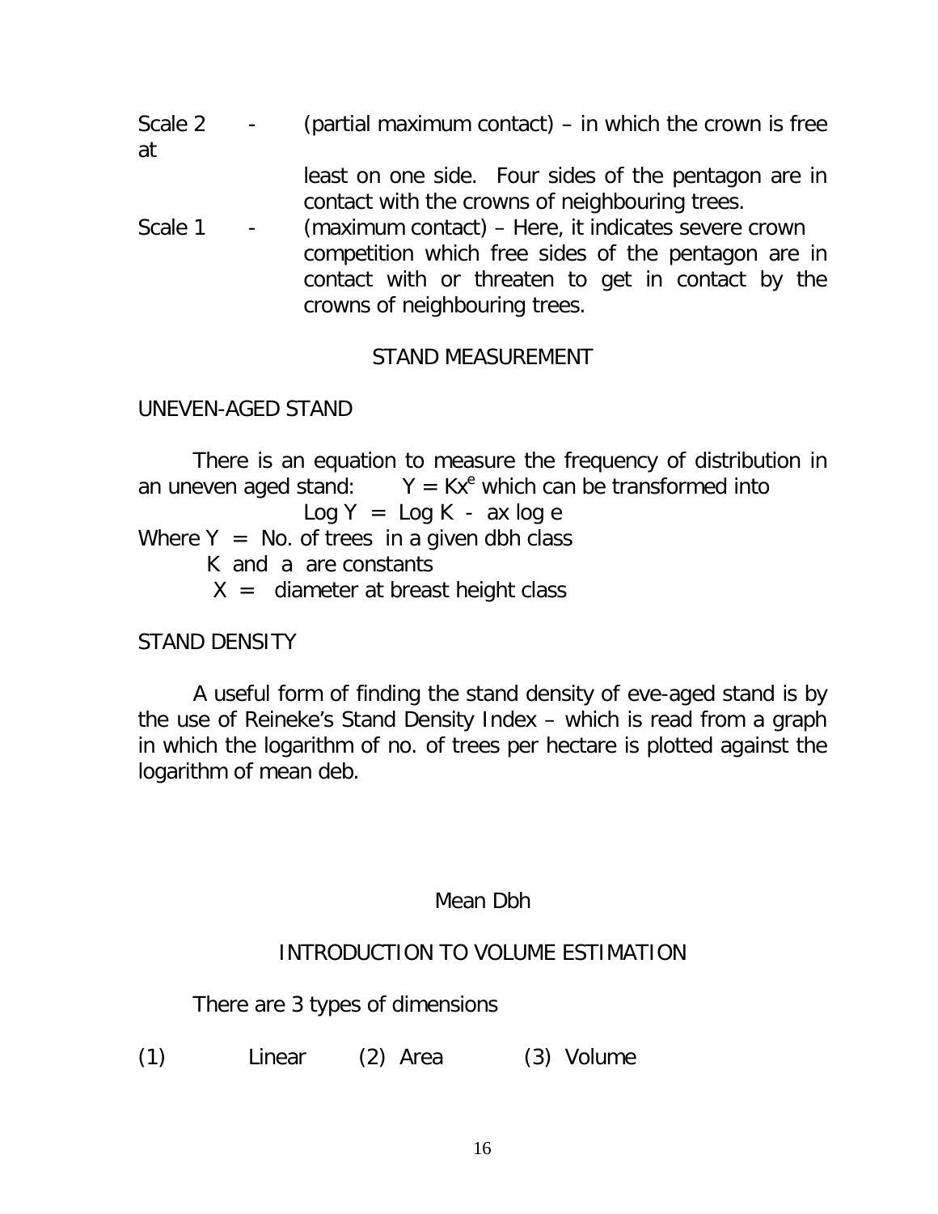Scale 2 - (partial maximum contact) – in which the crown is free at least on one side. Four sides of the pentagon are in contact with the crowns of neighbouring trees.

Scale 1 - (maximum contact) – Here, it indicates severe crown competition which free sides of the pentagon are in contact with or threaten to get in contact by the crowns of neighbouring trees.

## STAND MEASUREMENT

### UNEVEN-AGED STAND

There is an equation to measure the frequency of distribution in an uneven aged stand: $Y = Kx^e$ which can be transformed into

$$\text{Log } Y = \text{Log } K - ax \log e$$

Where $Y$ = No. of trees in a given dbh class

$K$ and $a$ are constants

$X$ = diameter at breast height class

### STAND DENSITY

A useful form of finding the stand density of eve-aged stand is by the use of Reineke's Stand Density Index – which is read from a graph in which the logarithm of no. of trees per hectare is plotted against the logarithm of mean deb.

Mean Dbh

## INTRODUCTION TO VOLUME ESTIMATION

There are 3 types of dimensions

(1) Linear (2) Area (3) Volume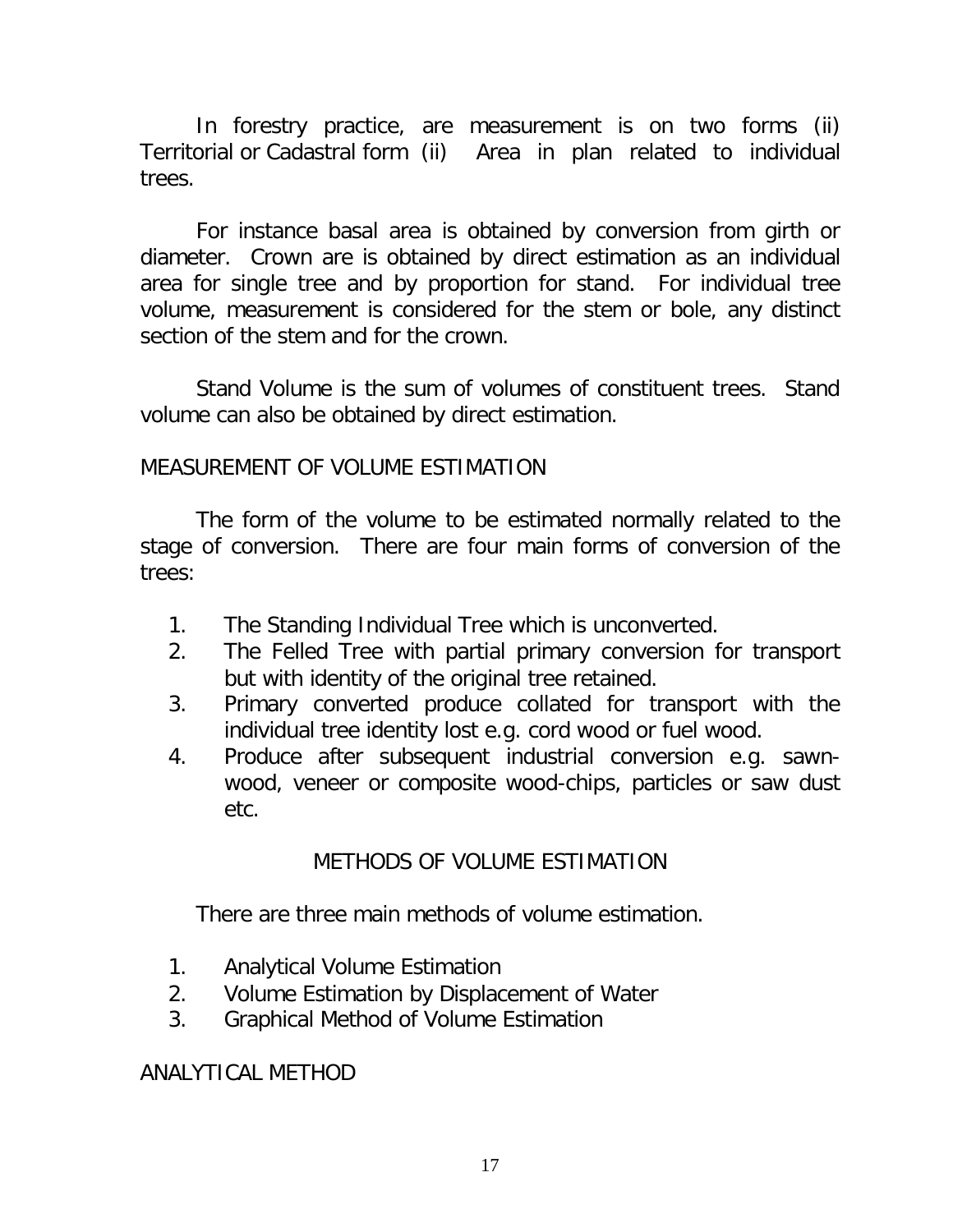In forestry practice, are measurement is on two forms (ii) Territorial or Cadastral form (ii) Area in plan related to individual trees.

For instance basal area is obtained by conversion from girth or diameter. Crown are is obtained by direct estimation as an individual area for single tree and by proportion for stand. For individual tree volume, measurement is considered for the stem or bole, any distinct section of the stem and for the crown.

Stand Volume is the sum of volumes of constituent trees. Stand volume can also be obtained by direct estimation.

## MEASUREMENT OF VOLUME ESTIMATION

The form of the volume to be estimated normally related to the stage of conversion. There are four main forms of conversion of the trees:

1. The Standing Individual Tree which is unconverted.
2. The Felled Tree with partial primary conversion for transport but with identity of the original tree retained.
3. Primary converted produce collated for transport with the individual tree identity lost e.g. cord wood or fuel wood.
4. Produce after subsequent industrial conversion e.g. sawn-wood, veneer or composite wood-chips, particles or saw dust etc.

## METHODS OF VOLUME ESTIMATION

There are three main methods of volume estimation.

1. Analytical Volume Estimation
2. Volume Estimation by Displacement of Water
3. Graphical Method of Volume Estimation

## ANALYTICAL METHOD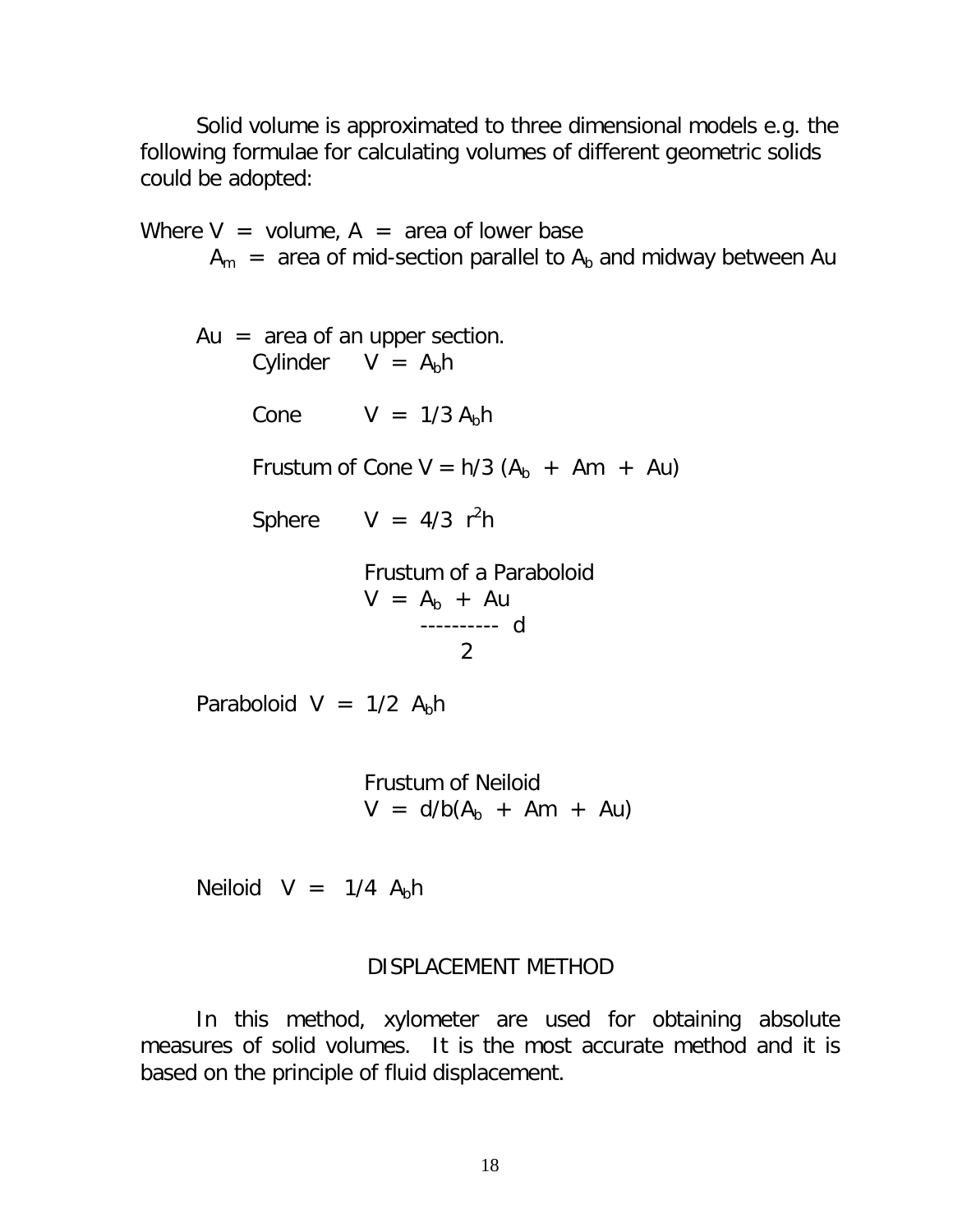Solid volume is approximated to three dimensional models e.g. the following formulae for calculating volumes of different geometric solids could be adopted:

Where $V$ = volume, $A$ = area of lower base

$A_m$ = area of mid-section parallel to $A_b$ and midway between Au

Au = area of an upper section.

Cylinder $V = A_b h$

Cone $V = 1/3\ A_b h$

Frustum of Cone $V = h/3\ (A_b + Am + Au)$

Sphere $V = 4/3\ r^2 h$

Frustum of a Paraboloid

$$V = \frac{A_b + Au}{2} d$$

Paraboloid $V = 1/2\ A_b h$

Frustum of Neiloid

$V = d/b(A_b + Am + Au)$

Neiloid $V = 1/4\ A_b h$

## DISPLACEMENT METHOD

In this method, xylometer are used for obtaining absolute measures of solid volumes. It is the most accurate method and it is based on the principle of fluid displacement.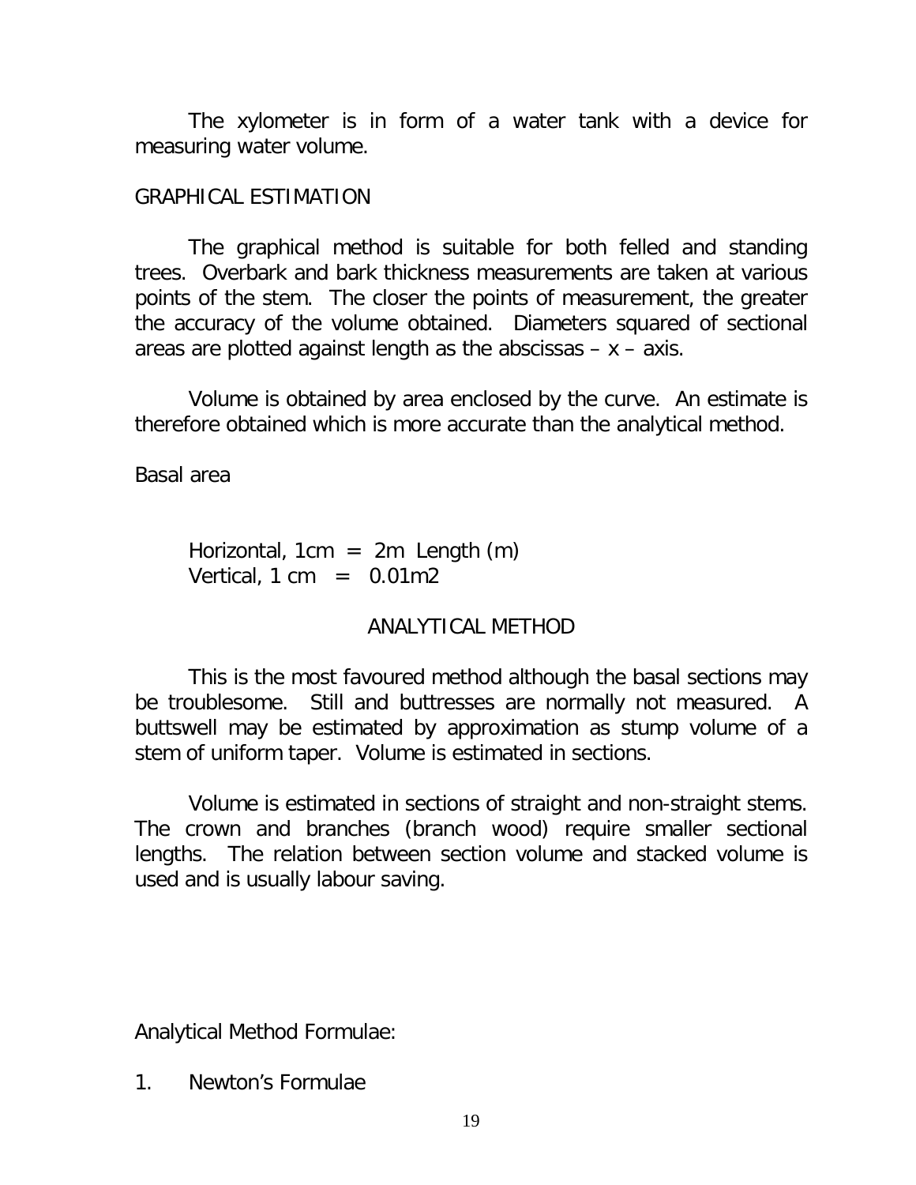The xylometer is in form of a water tank with a device for measuring water volume.

## GRAPHICAL ESTIMATION

The graphical method is suitable for both felled and standing trees. Overbark and bark thickness measurements are taken at various points of the stem. The closer the points of measurement, the greater the accuracy of the volume obtained. Diameters squared of sectional areas are plotted against length as the abscissas – x – axis.

Volume is obtained by area enclosed by the curve. An estimate is therefore obtained which is more accurate than the analytical method.

Basal area

Horizontal, 1cm = 2m Length (m)
Vertical, 1 cm = $0.01m^2$

## ANALYTICAL METHOD

This is the most favoured method although the basal sections may be troublesome. Still and buttresses are normally not measured. A buttswell may be estimated by approximation as stump volume of a stem of uniform taper. Volume is estimated in sections.

Volume is estimated in sections of straight and non-straight stems. The crown and branches (branch wood) require smaller sectional lengths. The relation between section volume and stacked volume is used and is usually labour saving.

Analytical Method Formulae:

1. Newton's Formulae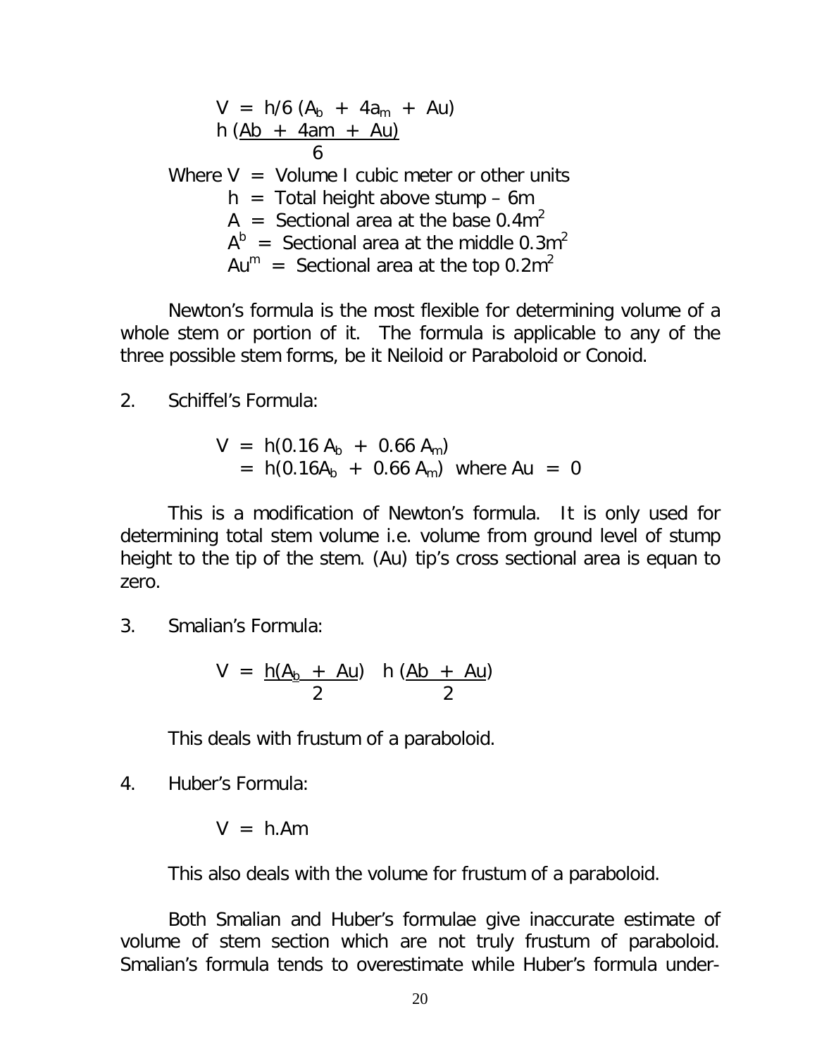$$V = h/6\,(A_b + 4a_m + Au)$$

$$h\,\frac{(Ab + 4am + Au)}{6}$$

Where V = Volume I cubic meter or other units

h = Total height above stump – 6m

A = Sectional area at the base $0.4m^2$

$A^b$ = Sectional area at the middle $0.3m^2$

$Au^m$ = Sectional area at the top $0.2m^2$

Newton's formula is the most flexible for determining volume of a whole stem or portion of it. The formula is applicable to any of the three possible stem forms, be it Neiloid or Paraboloid or Conoid.

2. Schiffel's Formula:

$$V = h(0.16\,A_b + 0.66\,A_m)$$

$$= h(0.16A_b + 0.66\,A_m) \text{ where } Au = 0$$

This is a modification of Newton's formula. It is only used for determining total stem volume i.e. volume from ground level of stump height to the tip of the stem. (Au) tip's cross sectional area is equan to zero.

3. Smalian's Formula:

$$V = \frac{h(A_b + Au)}{2} \quad h\,\frac{(Ab + Au)}{2}$$

This deals with frustum of a paraboloid.

4. Huber's Formula:

$$V = h.Am$$

This also deals with the volume for frustum of a paraboloid.

Both Smalian and Huber's formulae give inaccurate estimate of volume of stem section which are not truly frustum of paraboloid. Smalian's formula tends to overestimate while Huber's formula under-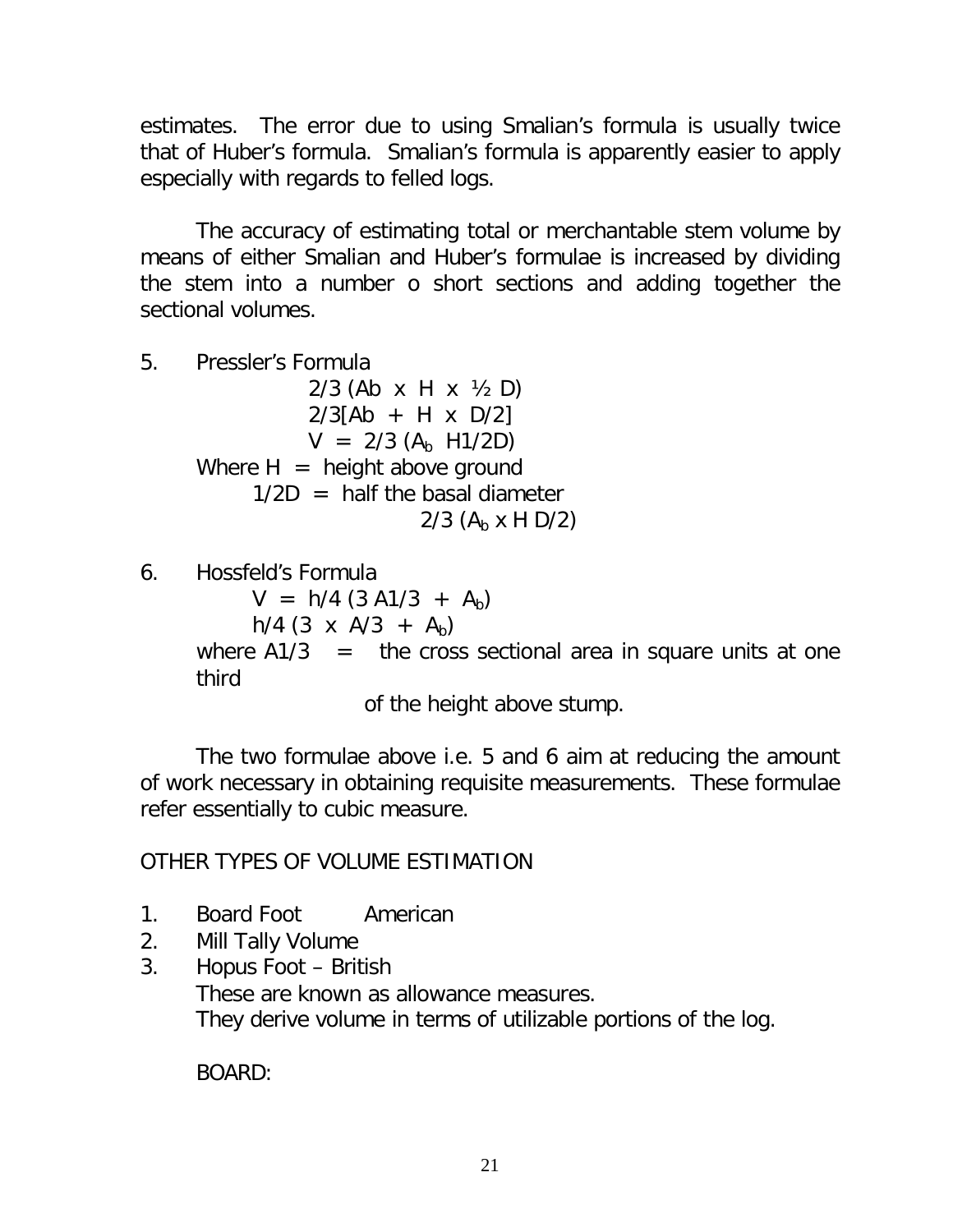estimates. The error due to using Smalian's formula is usually twice that of Huber's formula. Smalian's formula is apparently easier to apply especially with regards to felled logs.

The accuracy of estimating total or merchantable stem volume by means of either Smalian and Huber's formulae is increased by dividing the stem into a number o short sections and adding together the sectional volumes.

5. Pressler's Formula

$$2/3\ (Ab \times H \times ½ D)$$

$$2/3[Ab + H \times D/2]$$

$$V = 2/3\ (A_b\ H1/2D)$$

Where H = height above ground

1/2D = half the basal diameter

$$2/3\ (A_b \times H\ D/2)$$

6. Hossfeld's Formula

$$V = h/4\ (3\ A1/3 + A_b)$$

$$h/4\ (3 \times A/3 + A_b)$$

where A1/3 = the cross sectional area in square units at one third of the height above stump.

The two formulae above i.e. 5 and 6 aim at reducing the amount of work necessary in obtaining requisite measurements. These formulae refer essentially to cubic measure.

OTHER TYPES OF VOLUME ESTIMATION

1. Board Foot American
2. Mill Tally Volume
3. Hopus Foot – British

These are known as allowance measures.
They derive volume in terms of utilizable portions of the log.

BOARD: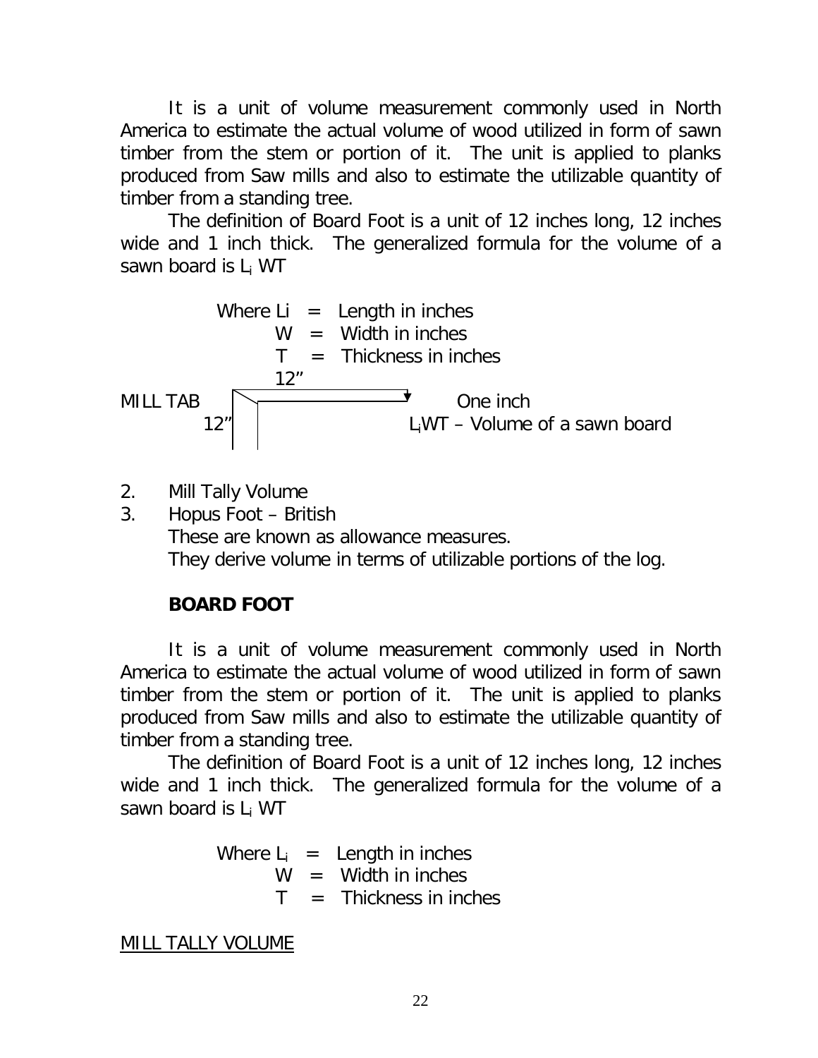It is a unit of volume measurement commonly used in North America to estimate the actual volume of wood utilized in form of sawn timber from the stem or portion of it. The unit is applied to planks produced from Saw mills and also to estimate the utilizable quantity of timber from a standing tree.

The definition of Board Foot is a unit of 12 inches long, 12 inches wide and 1 inch thick. The generalized formula for the volume of a sawn board is $L_i$ WT

Where Li = Length in inches
W = Width in inches
T = Thickness in inches

12"

MILL TAB

12"

One inch

$L_i$WT – Volume of a sawn board

2. Mill Tally Volume
3. Hopus Foot – British

   These are known as allowance measures.

   They derive volume in terms of utilizable portions of the log.

**BOARD FOOT**

It is a unit of volume measurement commonly used in North America to estimate the actual volume of wood utilized in form of sawn timber from the stem or portion of it. The unit is applied to planks produced from Saw mills and also to estimate the utilizable quantity of timber from a standing tree.

The definition of Board Foot is a unit of 12 inches long, 12 inches wide and 1 inch thick. The generalized formula for the volume of a sawn board is $L_i$ WT

Where $L_i$ = Length in inches
W = Width in inches
T = Thickness in inches

<u>MILL TALLY VOLUME</u>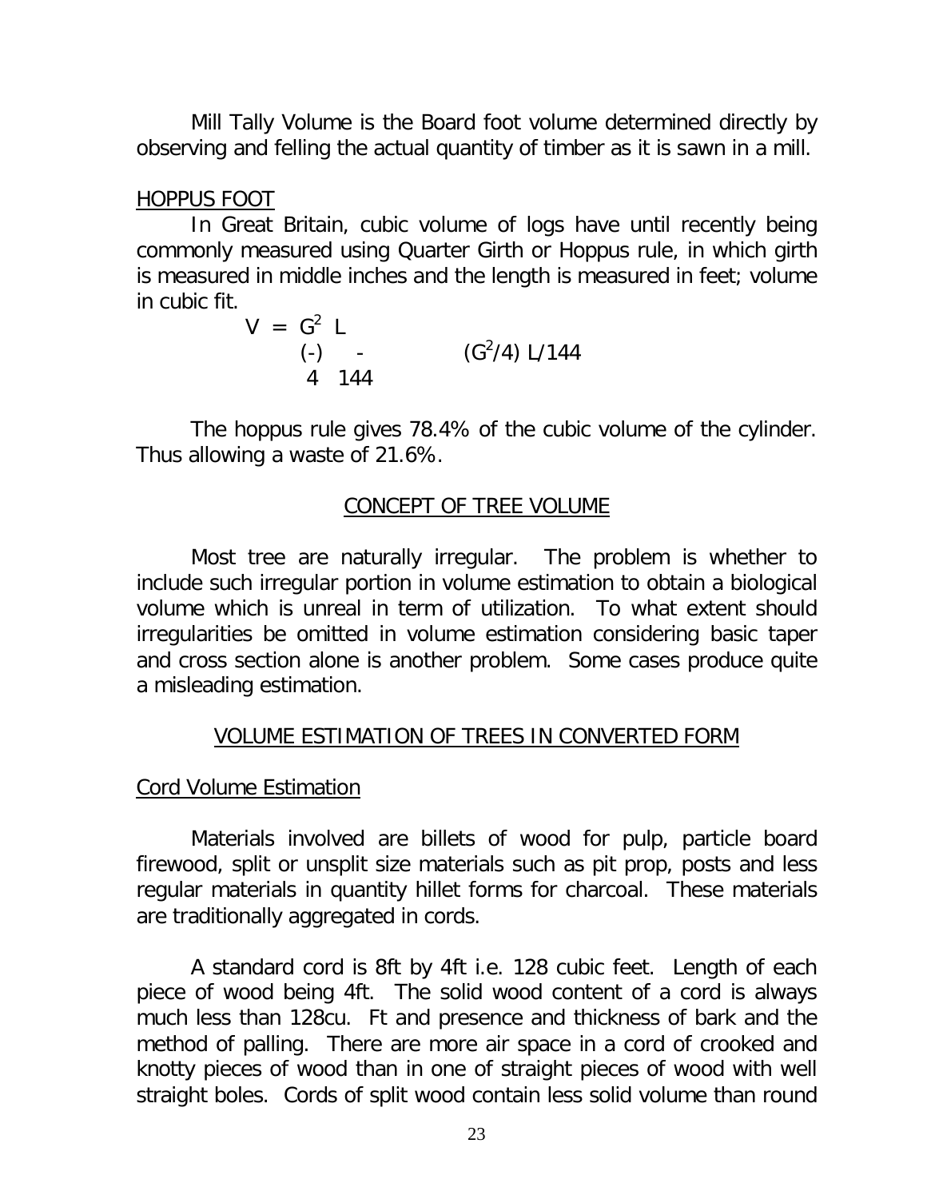Mill Tally Volume is the Board foot volume determined directly by observing and felling the actual quantity of timber as it is sawn in a mill.

HOPPUS FOOT

In Great Britain, cubic volume of logs have until recently being commonly measured using Quarter Girth or Hoppus rule, in which girth is measured in middle inches and the length is measured in feet; volume in cubic fit.

$$V = \left(\frac{G}{4}\right)^2 \frac{L}{144} \qquad (G^2/4)\ L/144$$

The hoppus rule gives 78.4% of the cubic volume of the cylinder. Thus allowing a waste of 21.6%.

## CONCEPT OF TREE VOLUME

Most tree are naturally irregular. The problem is whether to include such irregular portion in volume estimation to obtain a biological volume which is unreal in term of utilization. To what extent should irregularities be omitted in volume estimation considering basic taper and cross section alone is another problem. Some cases produce quite a misleading estimation.

## VOLUME ESTIMATION OF TREES IN CONVERTED FORM

### Cord Volume Estimation

Materials involved are billets of wood for pulp, particle board firewood, split or unsplit size materials such as pit prop, posts and less regular materials in quantity hillet forms for charcoal. These materials are traditionally aggregated in cords.

A standard cord is 8ft by 4ft i.e. 128 cubic feet. Length of each piece of wood being 4ft. The solid wood content of a cord is always much less than 128cu. Ft and presence and thickness of bark and the method of palling. There are more air space in a cord of crooked and knotty pieces of wood than in one of straight pieces of wood with well straight boles. Cords of split wood contain less solid volume than round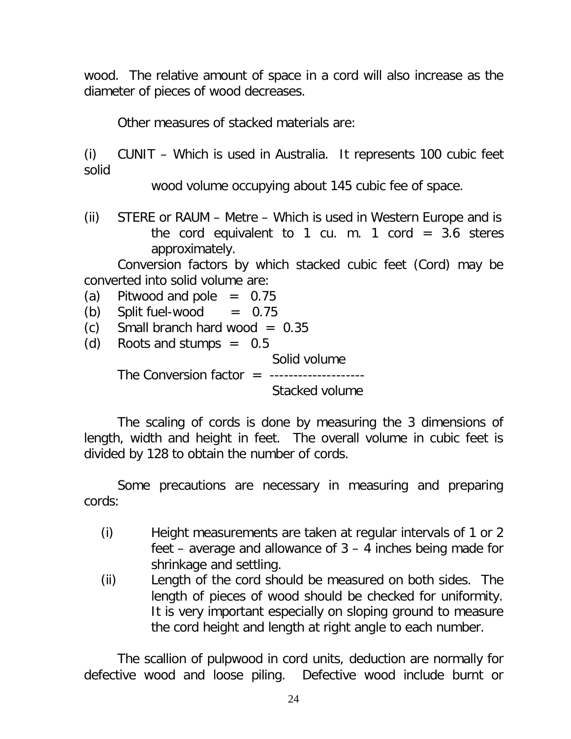wood. The relative amount of space in a cord will also increase as the diameter of pieces of wood decreases.

Other measures of stacked materials are:

(i) CUNIT – Which is used in Australia. It represents 100 cubic feet solid wood volume occupying about 145 cubic fee of space.

(ii) STERE or RAUM – Metre – Which is used in Western Europe and is the cord equivalent to 1 cu. m. 1 cord = 3.6 steres approximately.

Conversion factors by which stacked cubic feet (Cord) may be converted into solid volume are:

(a) Pitwood and pole = 0.75
(b) Split fuel-wood = 0.75
(c) Small branch hard wood = 0.35
(d) Roots and stumps = 0.5

$$\text{The Conversion factor} = \frac{\text{Solid volume}}{\text{Stacked volume}}$$

The scaling of cords is done by measuring the 3 dimensions of length, width and height in feet. The overall volume in cubic feet is divided by 128 to obtain the number of cords.

Some precautions are necessary in measuring and preparing cords:

(i) Height measurements are taken at regular intervals of 1 or 2 feet – average and allowance of 3 – 4 inches being made for shrinkage and settling.
(ii) Length of the cord should be measured on both sides. The length of pieces of wood should be checked for uniformity. It is very important especially on sloping ground to measure the cord height and length at right angle to each number.

The scallion of pulpwood in cord units, deduction are normally for defective wood and loose piling. Defective wood include burnt or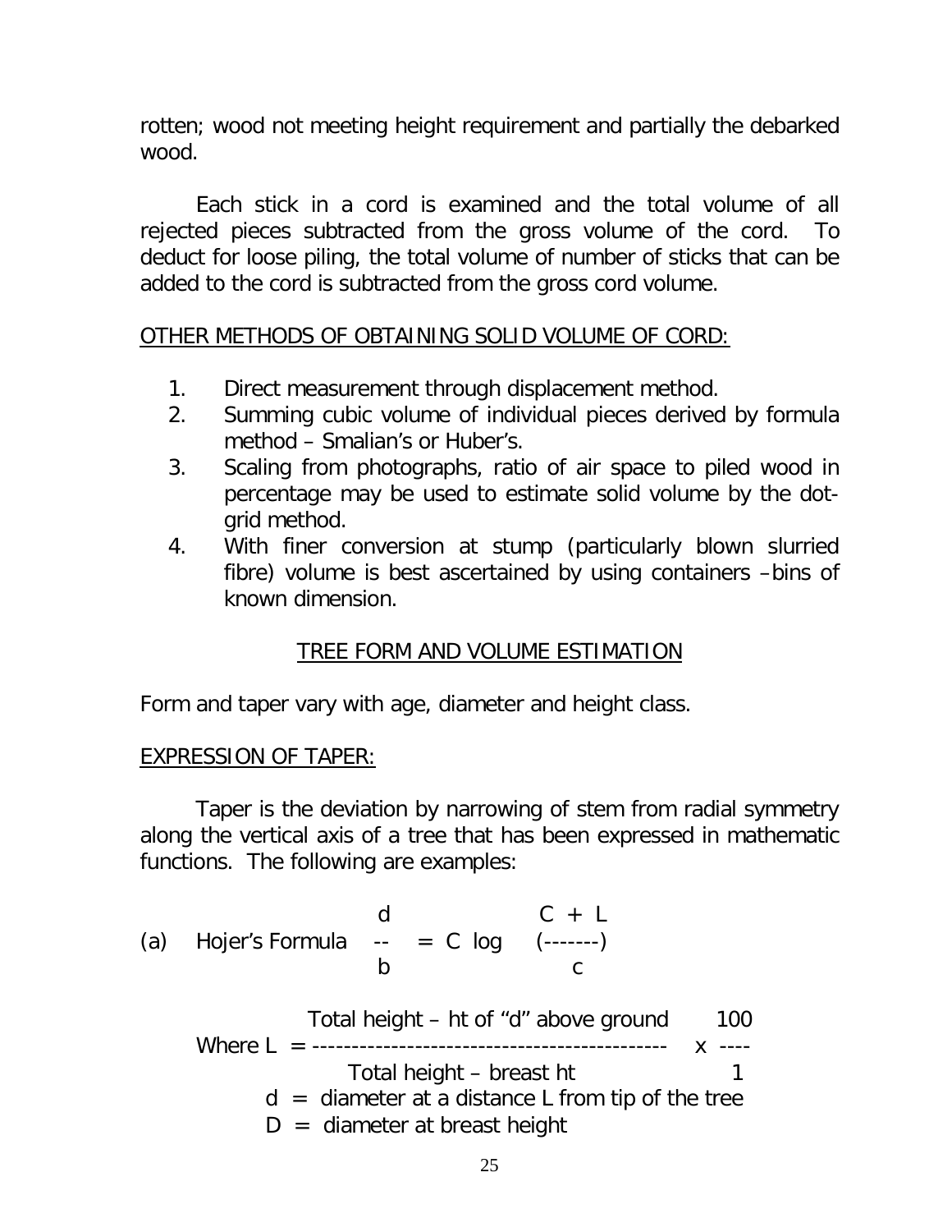rotten; wood not meeting height requirement and partially the debarked wood.

Each stick in a cord is examined and the total volume of all rejected pieces subtracted from the gross volume of the cord. To deduct for loose piling, the total volume of number of sticks that can be added to the cord is subtracted from the gross cord volume.

OTHER METHODS OF OBTAINING SOLID VOLUME OF CORD:

1. Direct measurement through displacement method.
2. Summing cubic volume of individual pieces derived by formula method – Smalian's or Huber's.
3. Scaling from photographs, ratio of air space to piled wood in percentage may be used to estimate solid volume by the dot-grid method.
4. With finer conversion at stump (particularly blown slurried fibre) volume is best ascertained by using containers –bins of known dimension.

## TREE FORM AND VOLUME ESTIMATION

Form and taper vary with age, diameter and height class.

EXPRESSION OF TAPER:

Taper is the deviation by narrowing of stem from radial symmetry along the vertical axis of a tree that has been expressed in mathematic functions. The following are examples:

(a) Hojer's Formula

$$\frac{d}{b} = C \log \left(\frac{C + L}{c}\right)$$

$$\text{Where } L = \frac{\text{Total height} - \text{ht of "d" above ground}}{\text{Total height} - \text{breast ht}} \times \frac{100}{1}$$

$d$ = diameter at a distance L from tip of the tree

$D$ = diameter at breast height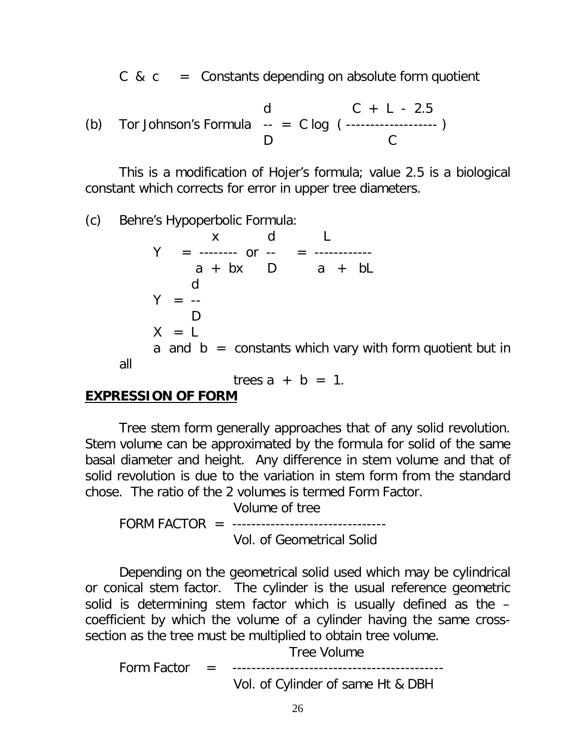$C$ & $c$ = Constants depending on absolute form quotient

(b) Tor Johnson's Formula $\frac{d}{D} = C \log \left( \frac{C + L - 2.5}{C} \right)$

This is a modification of Hojer's formula; value 2.5 is a biological constant which corrects for error in upper tree diameters.

(c) Behre's Hypoperbolic Formula:

$$Y = \frac{x}{a + bx} \text{ or } \frac{d}{D} = \frac{L}{a + bL}$$

$$Y = \frac{d}{D}$$

$$X = L$$

$a$ and $b$ = constants which vary with form quotient but in all trees $a + b = 1$.

**EXPRESSION OF FORM**

Tree stem form generally approaches that of any solid revolution. Stem volume can be approximated by the formula for solid of the same basal diameter and height. Any difference in stem volume and that of solid revolution is due to the variation in stem form from the standard chose. The ratio of the 2 volumes is termed Form Factor.

$$\text{FORM FACTOR} = \frac{\text{Volume of tree}}{\text{Vol. of Geometrical Solid}}$$

Depending on the geometrical solid used which may be cylindrical or conical stem factor. The cylinder is the usual reference geometric solid is determining stem factor which is usually defined as the – coefficient by which the volume of a cylinder having the same cross-section as the tree must be multiplied to obtain tree volume.

$$\text{Form Factor} = \frac{\text{Tree Volume}}{\text{Vol. of Cylinder of same Ht \& DBH}}$$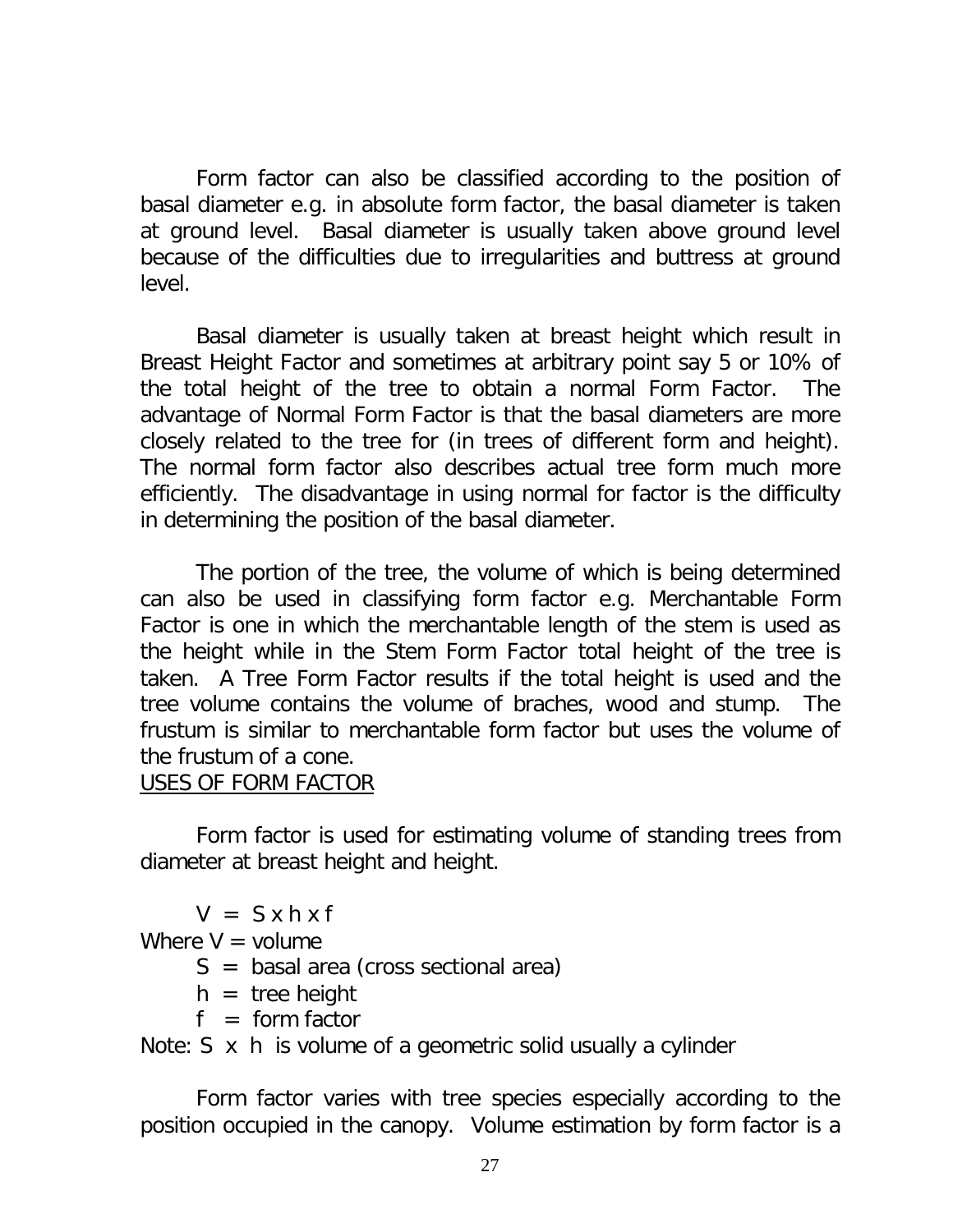Form factor can also be classified according to the position of basal diameter e.g. in absolute form factor, the basal diameter is taken at ground level. Basal diameter is usually taken above ground level because of the difficulties due to irregularities and buttress at ground level.

Basal diameter is usually taken at breast height which result in Breast Height Factor and sometimes at arbitrary point say 5 or 10% of the total height of the tree to obtain a normal Form Factor. The advantage of Normal Form Factor is that the basal diameters are more closely related to the tree for (in trees of different form and height). The normal form factor also describes actual tree form much more efficiently. The disadvantage in using normal for factor is the difficulty in determining the position of the basal diameter.

The portion of the tree, the volume of which is being determined can also be used in classifying form factor e.g. Merchantable Form Factor is one in which the merchantable length of the stem is used as the height while in the Stem Form Factor total height of the tree is taken. A Tree Form Factor results if the total height is used and the tree volume contains the volume of braches, wood and stump. The frustum is similar to merchantable form factor but uses the volume of the frustum of a cone.

<u>USES OF FORM FACTOR</u>

Form factor is used for estimating volume of standing trees from diameter at breast height and height.

$$V = S \times h \times f$$

Where $V$ = volume

$S$ = basal area (cross sectional area)

$h$ = tree height

$f$ = form factor

Note: $S \times h$ is volume of a geometric solid usually a cylinder

Form factor varies with tree species especially according to the position occupied in the canopy. Volume estimation by form factor is a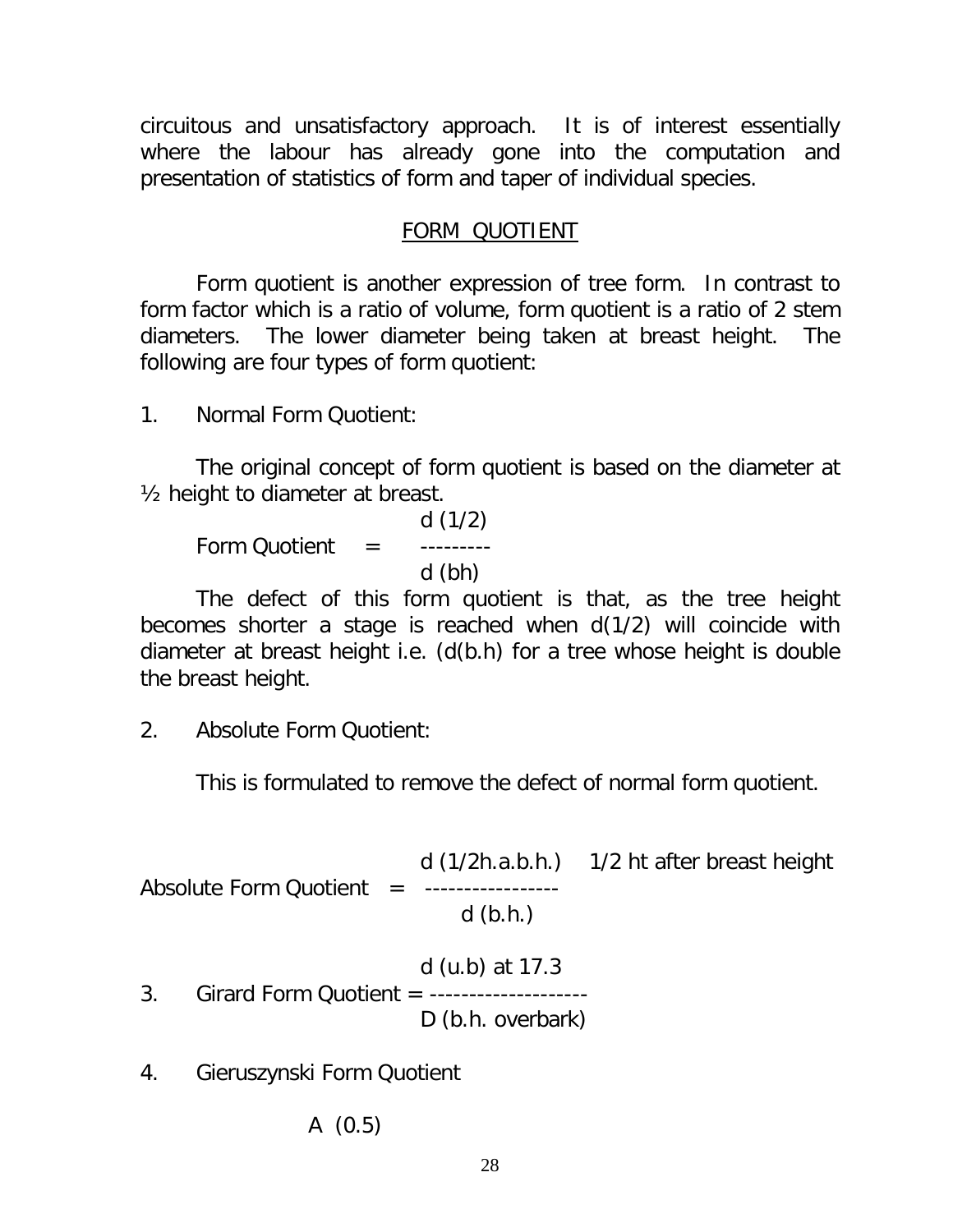circuitous and unsatisfactory approach. It is of interest essentially where the labour has already gone into the computation and presentation of statistics of form and taper of individual species.

## FORM QUOTIENT

Form quotient is another expression of tree form. In contrast to form factor which is a ratio of volume, form quotient is a ratio of 2 stem diameters. The lower diameter being taken at breast height. The following are four types of form quotient:

1. Normal Form Quotient:

The original concept of form quotient is based on the diameter at ½ height to diameter at breast.

$$\text{Form Quotient} = \frac{d\,(1/2)}{d\,(bh)}$$

The defect of this form quotient is that, as the tree height becomes shorter a stage is reached when d(1/2) will coincide with diameter at breast height i.e. (d(b.h) for a tree whose height is double the breast height.

2. Absolute Form Quotient:

This is formulated to remove the defect of normal form quotient.

$$\text{Absolute Form Quotient} = \frac{d\,(1/2h.a.b.h.)}{d\,(b.h.)}$$ 1/2 ht after breast height

3. $$\text{Girard Form Quotient} = \frac{d\,(u.b)\text{ at }17.3}{D\,(b.h.\text{ overbark})}$$

4. Gieruszynski Form Quotient

A (0.5)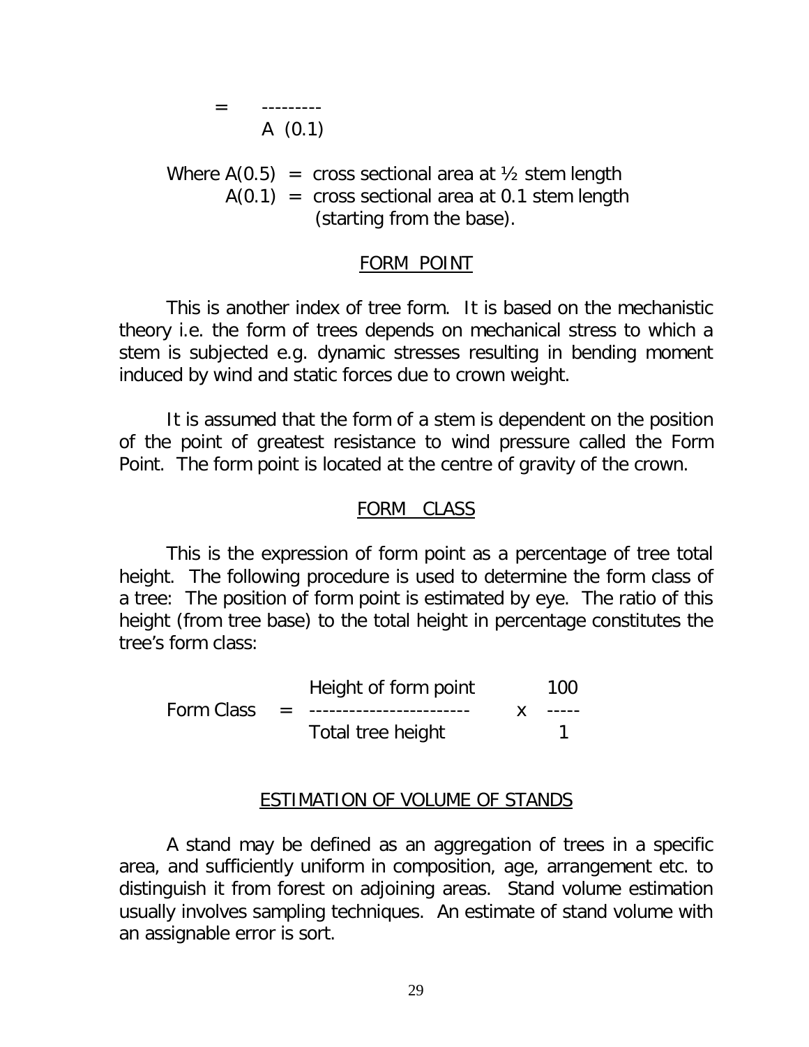$$= \frac{}{A\ (0.1)}$$

Where $A(0.5)$ = cross sectional area at ½ stem length
$A(0.1)$ = cross sectional area at 0.1 stem length (starting from the base).

## FORM POINT

This is another index of tree form. It is based on the mechanistic theory i.e. the form of trees depends on mechanical stress to which a stem is subjected e.g. dynamic stresses resulting in bending moment induced by wind and static forces due to crown weight.

It is assumed that the form of a stem is dependent on the position of the point of greatest resistance to wind pressure called the Form Point. The form point is located at the centre of gravity of the crown.

## FORM CLASS

This is the expression of form point as a percentage of tree total height. The following procedure is used to determine the form class of a tree: The position of form point is estimated by eye. The ratio of this height (from tree base) to the total height in percentage constitutes the tree's form class:

$$\text{Form Class} = \frac{\text{Height of form point}}{\text{Total tree height}} \times \frac{100}{1}$$

## ESTIMATION OF VOLUME OF STANDS

A stand may be defined as an aggregation of trees in a specific area, and sufficiently uniform in composition, age, arrangement etc. to distinguish it from forest on adjoining areas. Stand volume estimation usually involves sampling techniques. An estimate of stand volume with an assignable error is sort.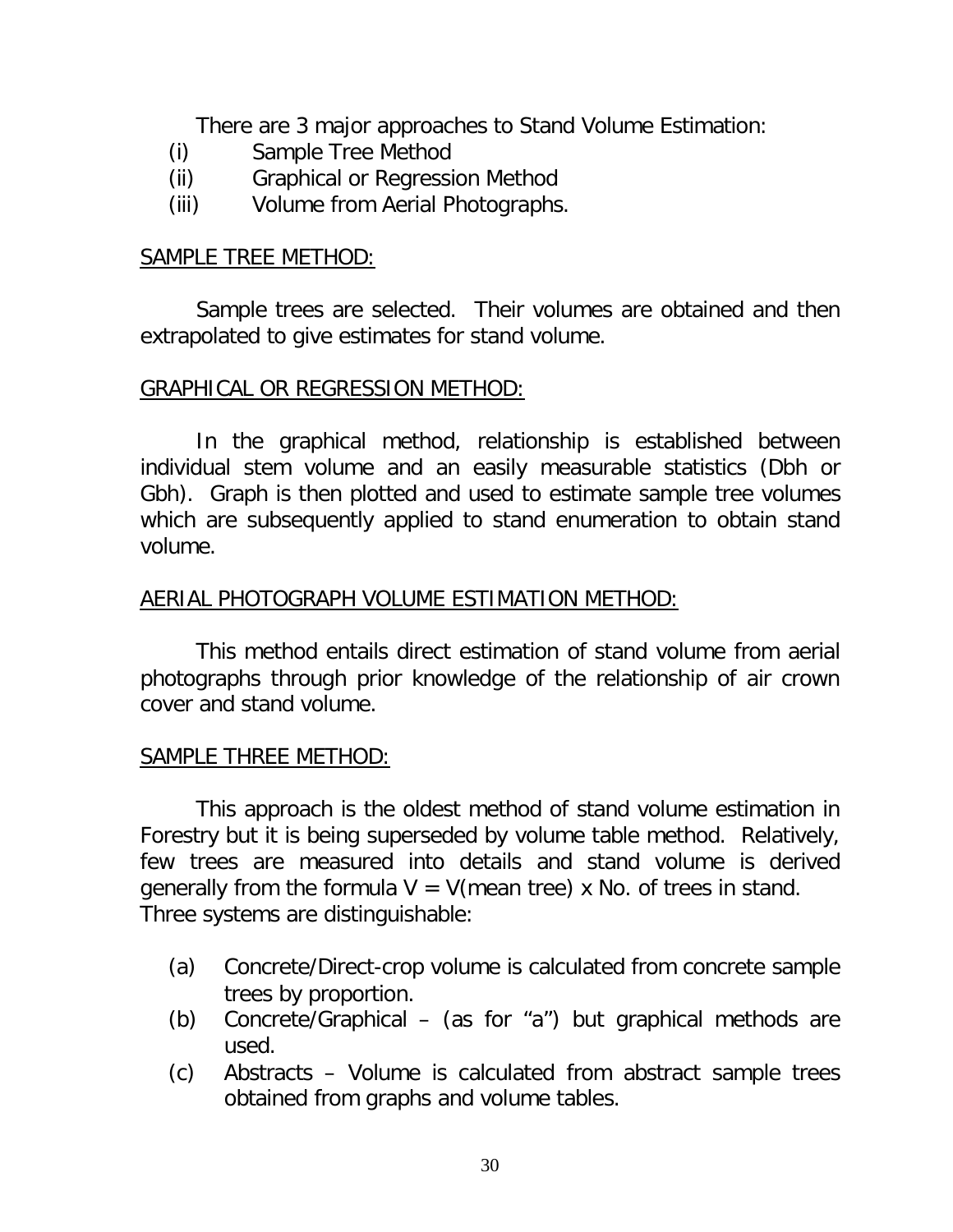There are 3 major approaches to Stand Volume Estimation:

(i) Sample Tree Method
(ii) Graphical or Regression Method
(iii) Volume from Aerial Photographs.

<u>SAMPLE TREE METHOD:</u>

Sample trees are selected. Their volumes are obtained and then extrapolated to give estimates for stand volume.

<u>GRAPHICAL OR REGRESSION METHOD:</u>

In the graphical method, relationship is established between individual stem volume and an easily measurable statistics (Dbh or Gbh). Graph is then plotted and used to estimate sample tree volumes which are subsequently applied to stand enumeration to obtain stand volume.

<u>AERIAL PHOTOGRAPH VOLUME ESTIMATION METHOD:</u>

This method entails direct estimation of stand volume from aerial photographs through prior knowledge of the relationship of air crown cover and stand volume.

<u>SAMPLE THREE METHOD:</u>

This approach is the oldest method of stand volume estimation in Forestry but it is being superseded by volume table method. Relatively, few trees are measured into details and stand volume is derived generally from the formula V = V(mean tree) x No. of trees in stand.
Three systems are distinguishable:

(a) Concrete/Direct-crop volume is calculated from concrete sample trees by proportion.
(b) Concrete/Graphical – (as for "a") but graphical methods are used.
(c) Abstracts – Volume is calculated from abstract sample trees obtained from graphs and volume tables.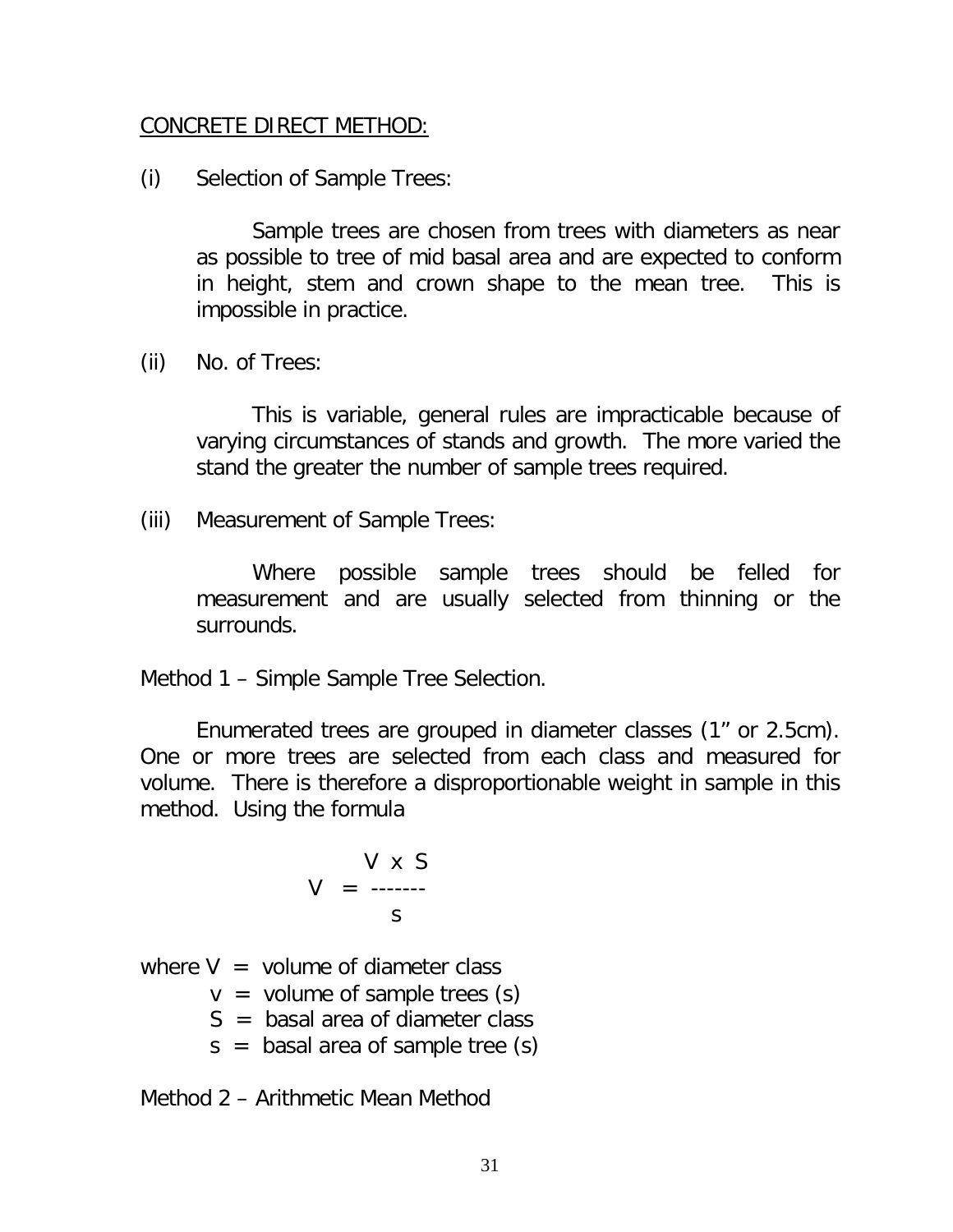CONCRETE DIRECT METHOD:

(i) Selection of Sample Trees:

Sample trees are chosen from trees with diameters as near as possible to tree of mid basal area and are expected to conform in height, stem and crown shape to the mean tree. This is impossible in practice.

(ii) No. of Trees:

This is variable, general rules are impracticable because of varying circumstances of stands and growth. The more varied the stand the greater the number of sample trees required.

(iii) Measurement of Sample Trees:

Where possible sample trees should be felled for measurement and are usually selected from thinning or the surrounds.

Method 1 – Simple Sample Tree Selection.

Enumerated trees are grouped in diameter classes (1" or 2.5cm). One or more trees are selected from each class and measured for volume. There is therefore a disproportionable weight in sample in this method. Using the formula

$$V = \frac{V \times S}{s}$$

where $V$ = volume of diameter class
$v$ = volume of sample trees (s)
$S$ = basal area of diameter class
$s$ = basal area of sample tree (s)

Method 2 – Arithmetic Mean Method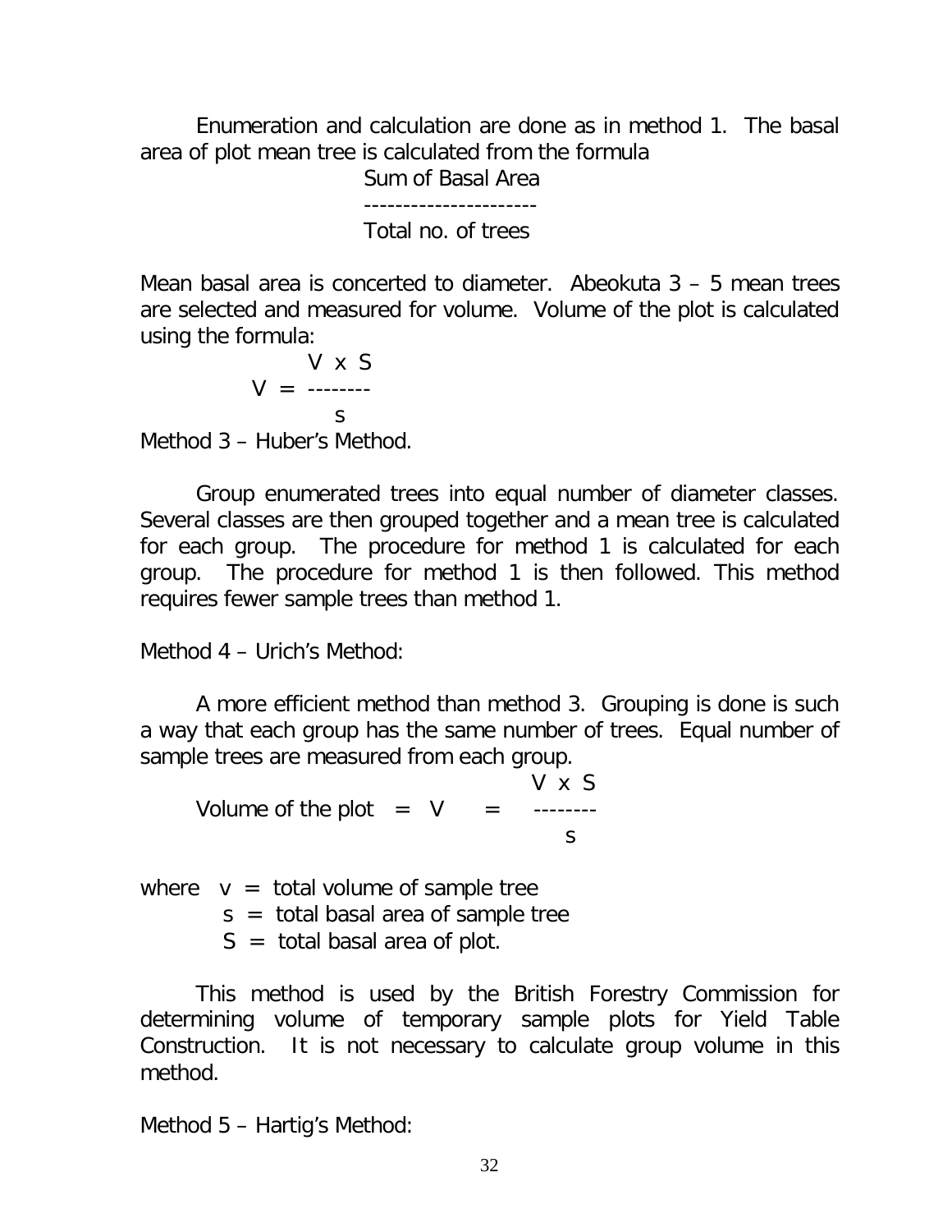Enumeration and calculation are done as in method 1. The basal area of plot mean tree is calculated from the formula

$$\frac{\text{Sum of Basal Area}}{\text{Total no. of trees}}$$

Mean basal area is concerted to diameter. Abeokuta 3 – 5 mean trees are selected and measured for volume. Volume of the plot is calculated using the formula:

$$V = \frac{V \times S}{s}$$

Method 3 – Huber's Method.

Group enumerated trees into equal number of diameter classes. Several classes are then grouped together and a mean tree is calculated for each group. The procedure for method 1 is calculated for each group. The procedure for method 1 is then followed. This method requires fewer sample trees than method 1.

Method 4 – Urich's Method:

A more efficient method than method 3. Grouping is done is such a way that each group has the same number of trees. Equal number of sample trees are measured from each group.

$$\text{Volume of the plot} = V = \frac{V \times S}{s}$$

where $v$ = total volume of sample tree
$s$ = total basal area of sample tree
$S$ = total basal area of plot.

This method is used by the British Forestry Commission for determining volume of temporary sample plots for Yield Table Construction. It is not necessary to calculate group volume in this method.

Method 5 – Hartig's Method: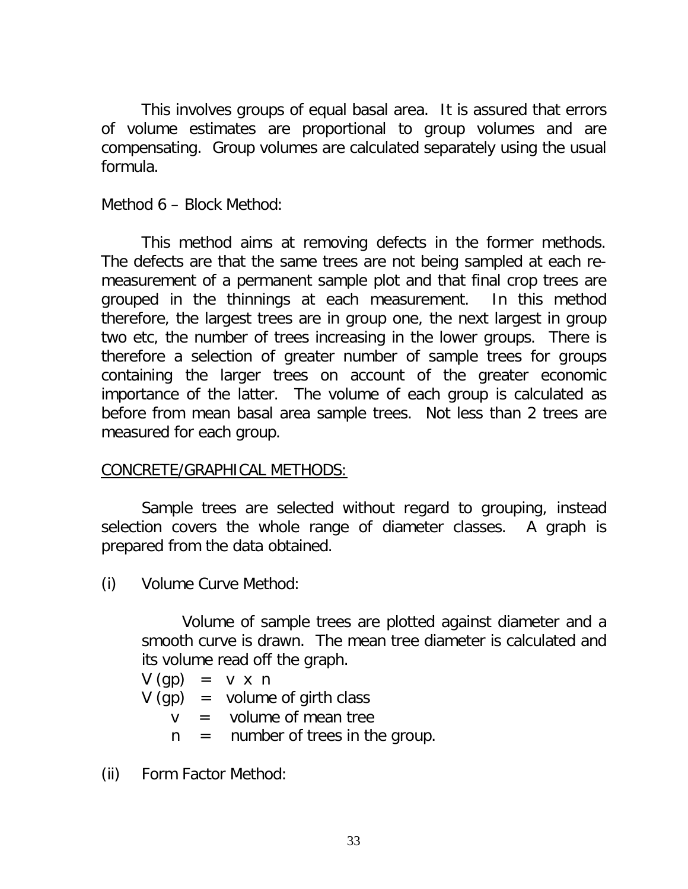This involves groups of equal basal area. It is assured that errors of volume estimates are proportional to group volumes and are compensating. Group volumes are calculated separately using the usual formula.

Method 6 – Block Method:

This method aims at removing defects in the former methods. The defects are that the same trees are not being sampled at each re-measurement of a permanent sample plot and that final crop trees are grouped in the thinnings at each measurement. In this method therefore, the largest trees are in group one, the next largest in group two etc, the number of trees increasing in the lower groups. There is therefore a selection of greater number of sample trees for groups containing the larger trees on account of the greater economic importance of the latter. The volume of each group is calculated as before from mean basal area sample trees. Not less than 2 trees are measured for each group.

<u>CONCRETE/GRAPHICAL METHODS:</u>

Sample trees are selected without regard to grouping, instead selection covers the whole range of diameter classes. A graph is prepared from the data obtained.

(i) Volume Curve Method:

Volume of sample trees are plotted against diameter and a smooth curve is drawn. The mean tree diameter is calculated and its volume read off the graph.

$V(gp) = v \times n$

$V(gp)$ = volume of girth class

$v$ = volume of mean tree

$n$ = number of trees in the group.

(ii) Form Factor Method: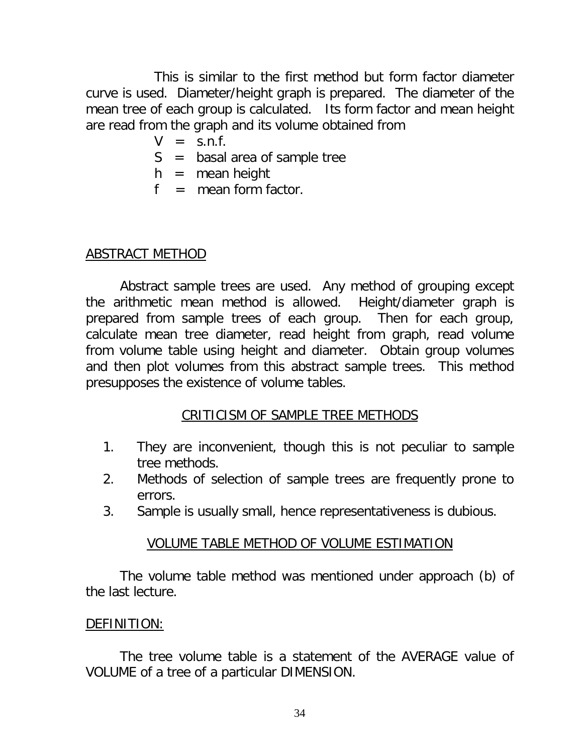This is similar to the first method but form factor diameter curve is used. Diameter/height graph is prepared. The diameter of the mean tree of each group is calculated. Its form factor and mean height are read from the graph and its volume obtained from

$V$ = s.n.f.
$S$ = basal area of sample tree
$h$ = mean height
$f$ = mean form factor.

## ABSTRACT METHOD

Abstract sample trees are used. Any method of grouping except the arithmetic mean method is allowed. Height/diameter graph is prepared from sample trees of each group. Then for each group, calculate mean tree diameter, read height from graph, read volume from volume table using height and diameter. Obtain group volumes and then plot volumes from this abstract sample trees. This method presupposes the existence of volume tables.

## CRITICISM OF SAMPLE TREE METHODS

1. They are inconvenient, though this is not peculiar to sample tree methods.
2. Methods of selection of sample trees are frequently prone to errors.
3. Sample is usually small, hence representativeness is dubious.

## VOLUME TABLE METHOD OF VOLUME ESTIMATION

The volume table method was mentioned under approach (b) of the last lecture.

### DEFINITION:

The tree volume table is a statement of the AVERAGE value of VOLUME of a tree of a particular DIMENSION.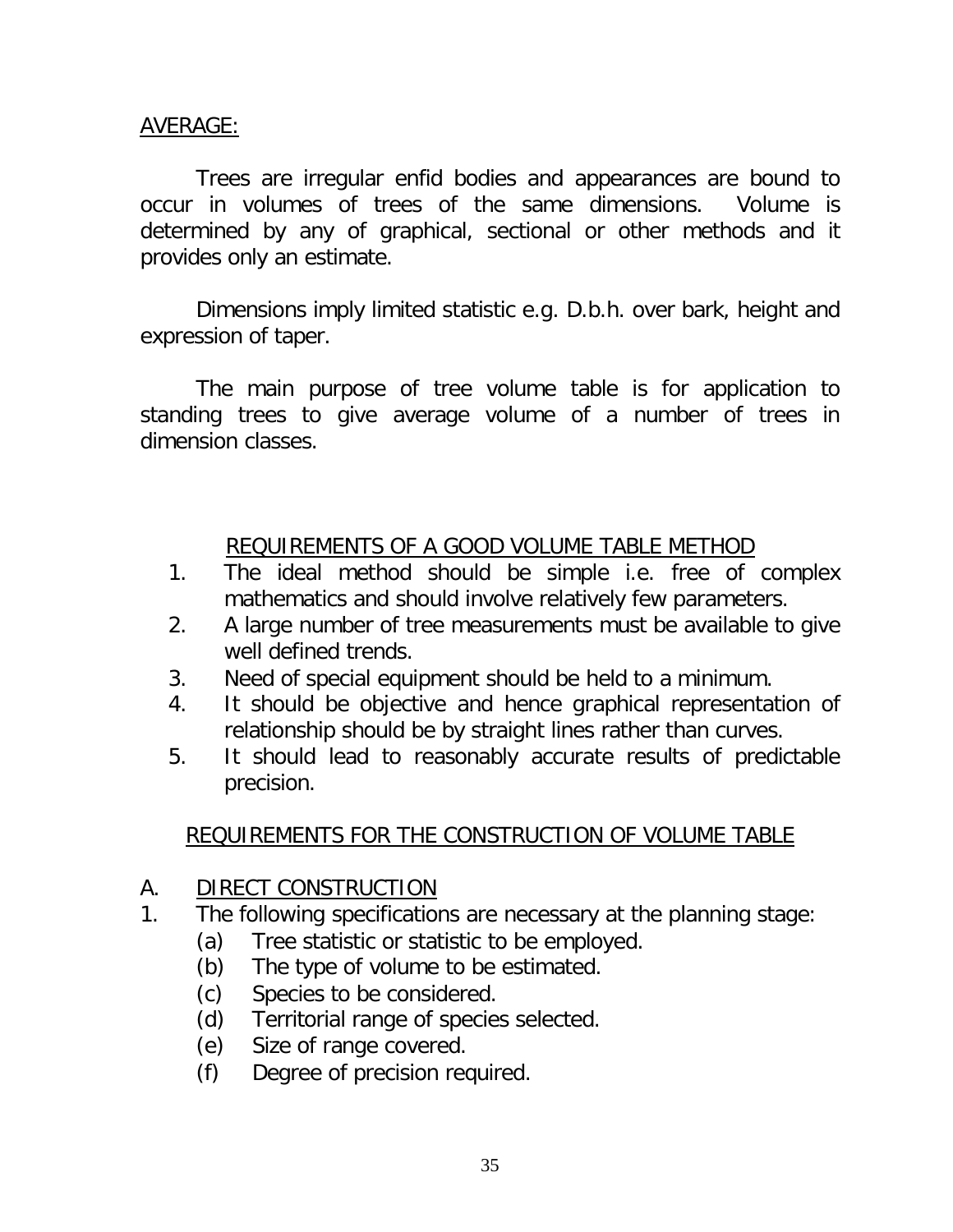AVERAGE:

Trees are irregular enfid bodies and appearances are bound to occur in volumes of trees of the same dimensions. Volume is determined by any of graphical, sectional or other methods and it provides only an estimate.

Dimensions imply limited statistic e.g. D.b.h. over bark, height and expression of taper.

The main purpose of tree volume table is for application to standing trees to give average volume of a number of trees in dimension classes.

## REQUIREMENTS OF A GOOD VOLUME TABLE METHOD

1. The ideal method should be simple i.e. free of complex mathematics and should involve relatively few parameters.
2. A large number of tree measurements must be available to give well defined trends.
3. Need of special equipment should be held to a minimum.
4. It should be objective and hence graphical representation of relationship should be by straight lines rather than curves.
5. It should lead to reasonably accurate results of predictable precision.

## REQUIREMENTS FOR THE CONSTRUCTION OF VOLUME TABLE

A. DIRECT CONSTRUCTION

1. The following specifications are necessary at the planning stage:
   - (a) Tree statistic or statistic to be employed.
   - (b) The type of volume to be estimated.
   - (c) Species to be considered.
   - (d) Territorial range of species selected.
   - (e) Size of range covered.
   - (f) Degree of precision required.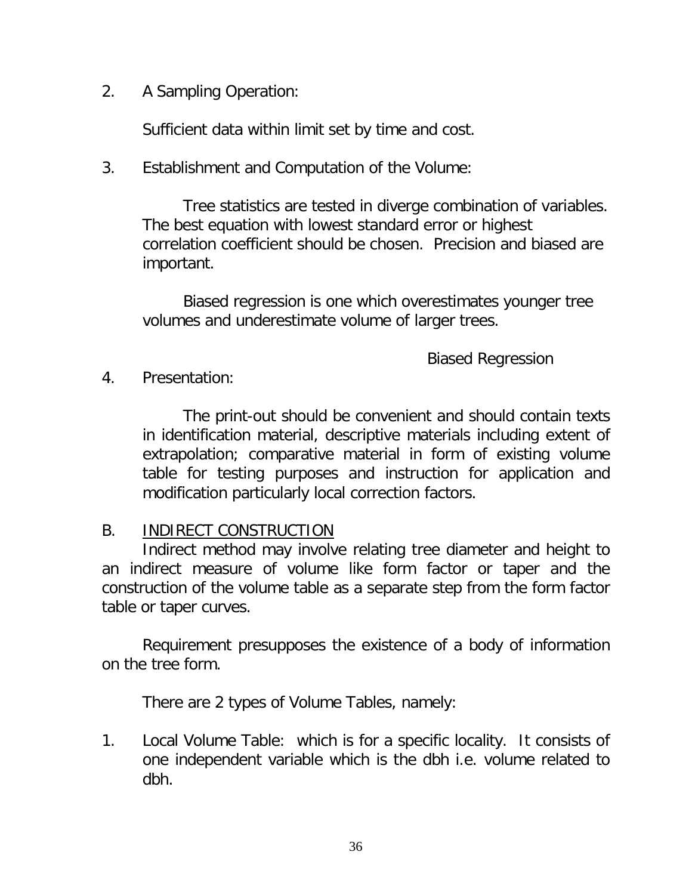2. A Sampling Operation:

   Sufficient data within limit set by time and cost.

3. Establishment and Computation of the Volume:

   Tree statistics are tested in diverge combination of variables. The best equation with lowest standard error or highest correlation coefficient should be chosen. Precision and biased are important.

   Biased regression is one which overestimates younger tree volumes and underestimate volume of larger trees.

   Biased Regression

4. Presentation:

   The print-out should be convenient and should contain texts in identification material, descriptive materials including extent of extrapolation; comparative material in form of existing volume table for testing purposes and instruction for application and modification particularly local correction factors.

B. <u>INDIRECT CONSTRUCTION</u>

Indirect method may involve relating tree diameter and height to an indirect measure of volume like form factor or taper and the construction of the volume table as a separate step from the form factor table or taper curves.

Requirement presupposes the existence of a body of information on the tree form.

There are 2 types of Volume Tables, namely:

1. Local Volume Table: which is for a specific locality. It consists of one independent variable which is the dbh i.e. volume related to dbh.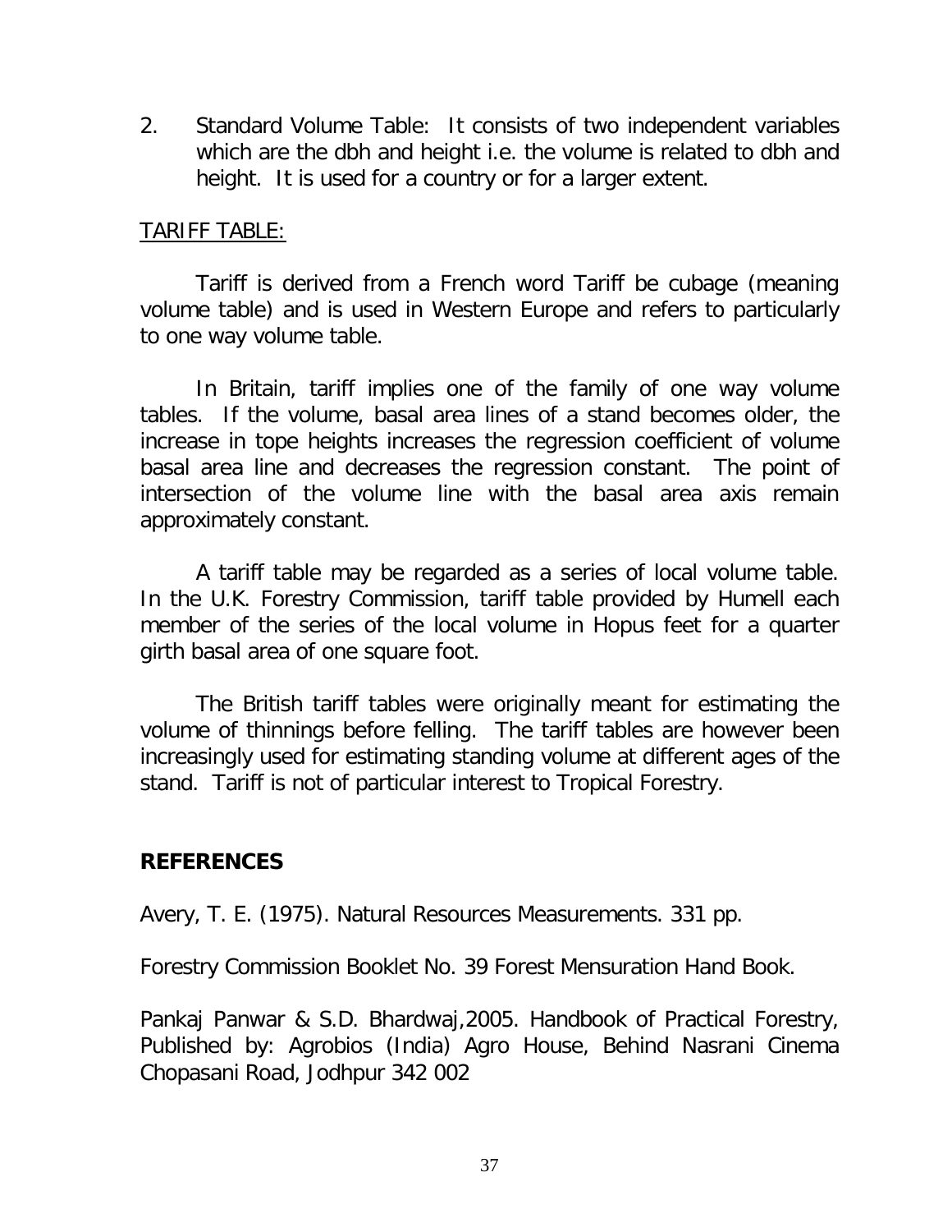2. Standard Volume Table: It consists of two independent variables which are the dbh and height i.e. the volume is related to dbh and height. It is used for a country or for a larger extent.

<u>TARIFF TABLE:</u>

Tariff is derived from a French word Tariff be cubage (meaning volume table) and is used in Western Europe and refers to particularly to one way volume table.

In Britain, tariff implies one of the family of one way volume tables. If the volume, basal area lines of a stand becomes older, the increase in tope heights increases the regression coefficient of volume basal area line and decreases the regression constant. The point of intersection of the volume line with the basal area axis remain approximately constant.

A tariff table may be regarded as a series of local volume table. In the U.K. Forestry Commission, tariff table provided by Humell each member of the series of the local volume in Hopus feet for a quarter girth basal area of one square foot.

The British tariff tables were originally meant for estimating the volume of thinnings before felling. The tariff tables are however been increasingly used for estimating standing volume at different ages of the stand. Tariff is not of particular interest to Tropical Forestry.

## REFERENCES

Avery, T. E. (1975). Natural Resources Measurements. 331 pp.

Forestry Commission Booklet No. 39 Forest Mensuration Hand Book.

Pankaj Panwar & S.D. Bhardwaj,2005. Handbook of Practical Forestry, Published by: Agrobios (India) Agro House, Behind Nasrani Cinema Chopasani Road, Jodhpur 342 002